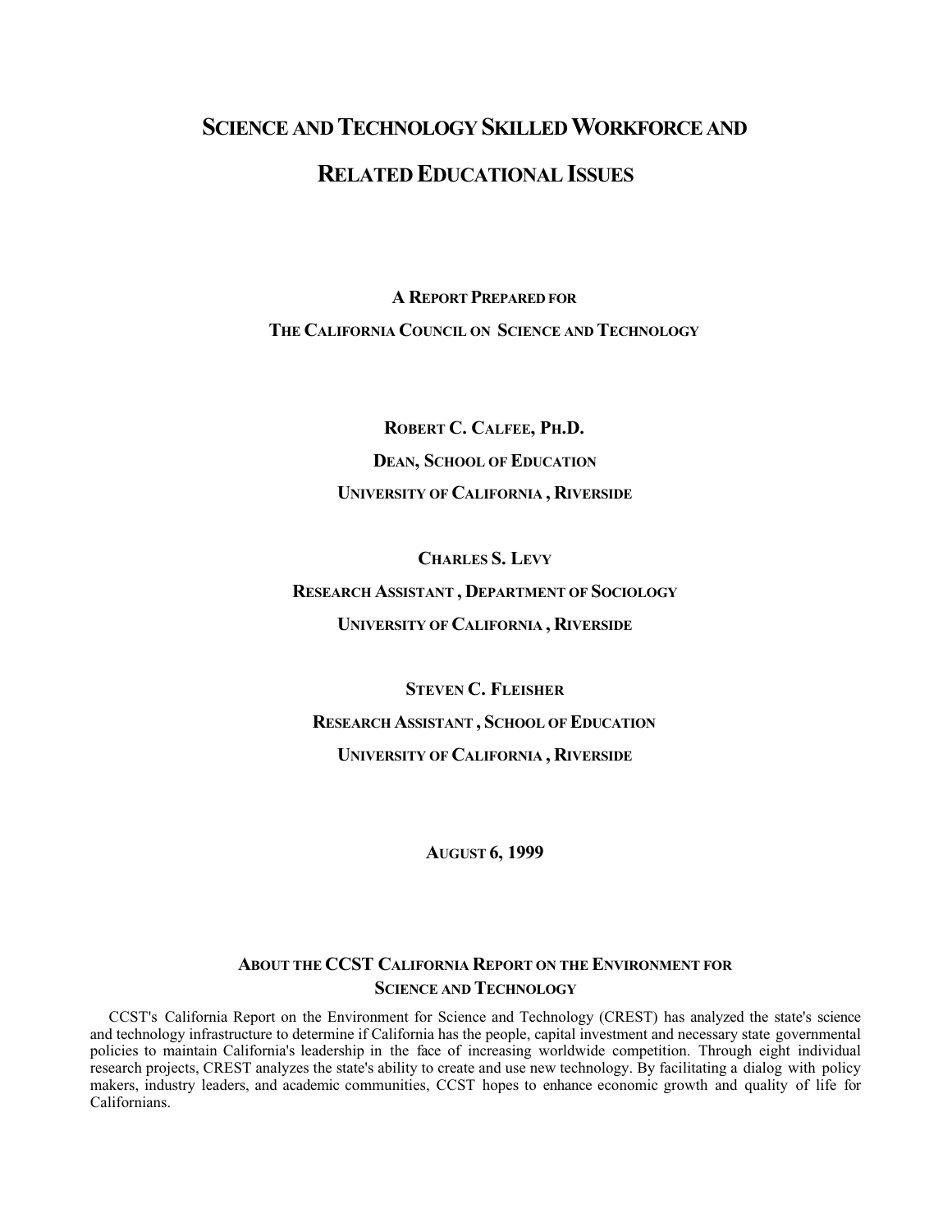# Science and Technology Skilled Workforce and Related Educational Issues

**A Report Prepared for**

**The California Council on Science and Technology**

**Robert C. Calfee, Ph.D.**

**Dean, School of Education**

**University of California, Riverside**

**Charles S. Levy**

**Research Assistant, Department of Sociology**

**University of California, Riverside**

**Steven C. Fleisher**

**Research Assistant, School of Education**

**University of California, Riverside**

**August 6, 1999**

## About the CCST California Report on the Environment for Science and Technology

CCST's California Report on the Environment for Science and Technology (CREST) has analyzed the state's science and technology infrastructure to determine if California has the people, capital investment and necessary state governmental policies to maintain California's leadership in the face of increasing worldwide competition. Through eight individual research projects, CREST analyzes the state's ability to create and use new technology. By facilitating a dialog with policy makers, industry leaders, and academic communities, CCST hopes to enhance economic growth and quality of life for Californians.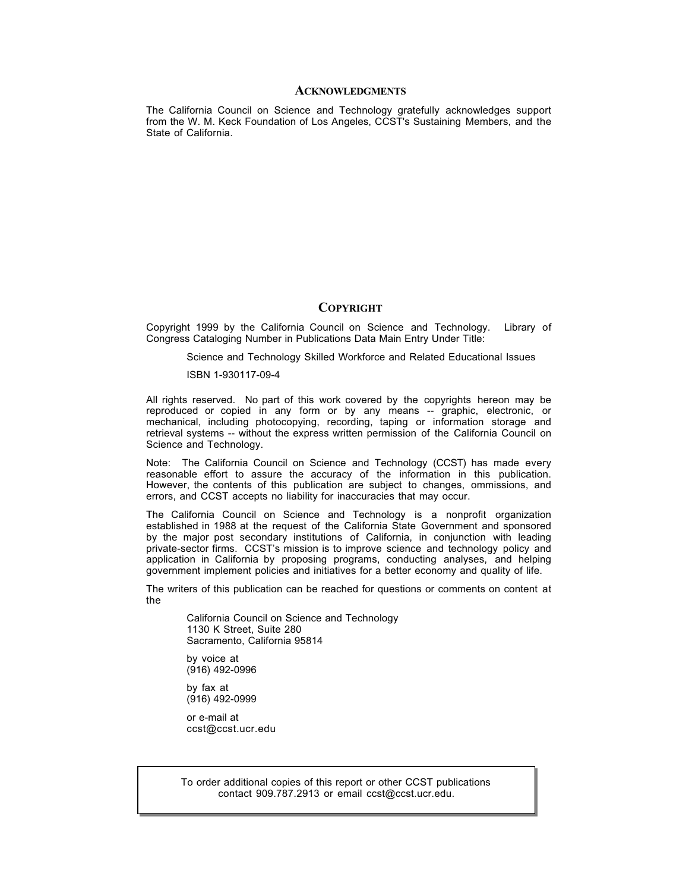## ACKNOWLEDGMENTS

The California Council on Science and Technology gratefully acknowledges support from the W. M. Keck Foundation of Los Angeles, CCST's Sustaining Members, and the State of California.

## COPYRIGHT

Copyright 1999 by the California Council on Science and Technology. Library of Congress Cataloging Number in Publications Data Main Entry Under Title:

Science and Technology Skilled Workforce and Related Educational Issues

ISBN 1-930117-09-4

All rights reserved. No part of this work covered by the copyrights hereon may be reproduced or copied in any form or by any means -- graphic, electronic, or mechanical, including photocopying, recording, taping or information storage and retrieval systems -- without the express written permission of the California Council on Science and Technology.

Note: The California Council on Science and Technology (CCST) has made every reasonable effort to assure the accuracy of the information in this publication. However, the contents of this publication are subject to changes, ommissions, and errors, and CCST accepts no liability for inaccuracies that may occur.

The California Council on Science and Technology is a nonprofit organization established in 1988 at the request of the California State Government and sponsored by the major post secondary institutions of California, in conjunction with leading private-sector firms. CCST's mission is to improve science and technology policy and application in California by proposing programs, conducting analyses, and helping government implement policies and initiatives for a better economy and quality of life.

The writers of this publication can be reached for questions or comments on content at the

California Council on Science and Technology
1130 K Street, Suite 280
Sacramento, California 95814

by voice at
(916) 492-0996

by fax at
(916) 492-0999

or e-mail at
ccst@ccst.ucr.edu

To order additional copies of this report or other CCST publications contact 909.787.2913 or email ccst@ccst.ucr.edu.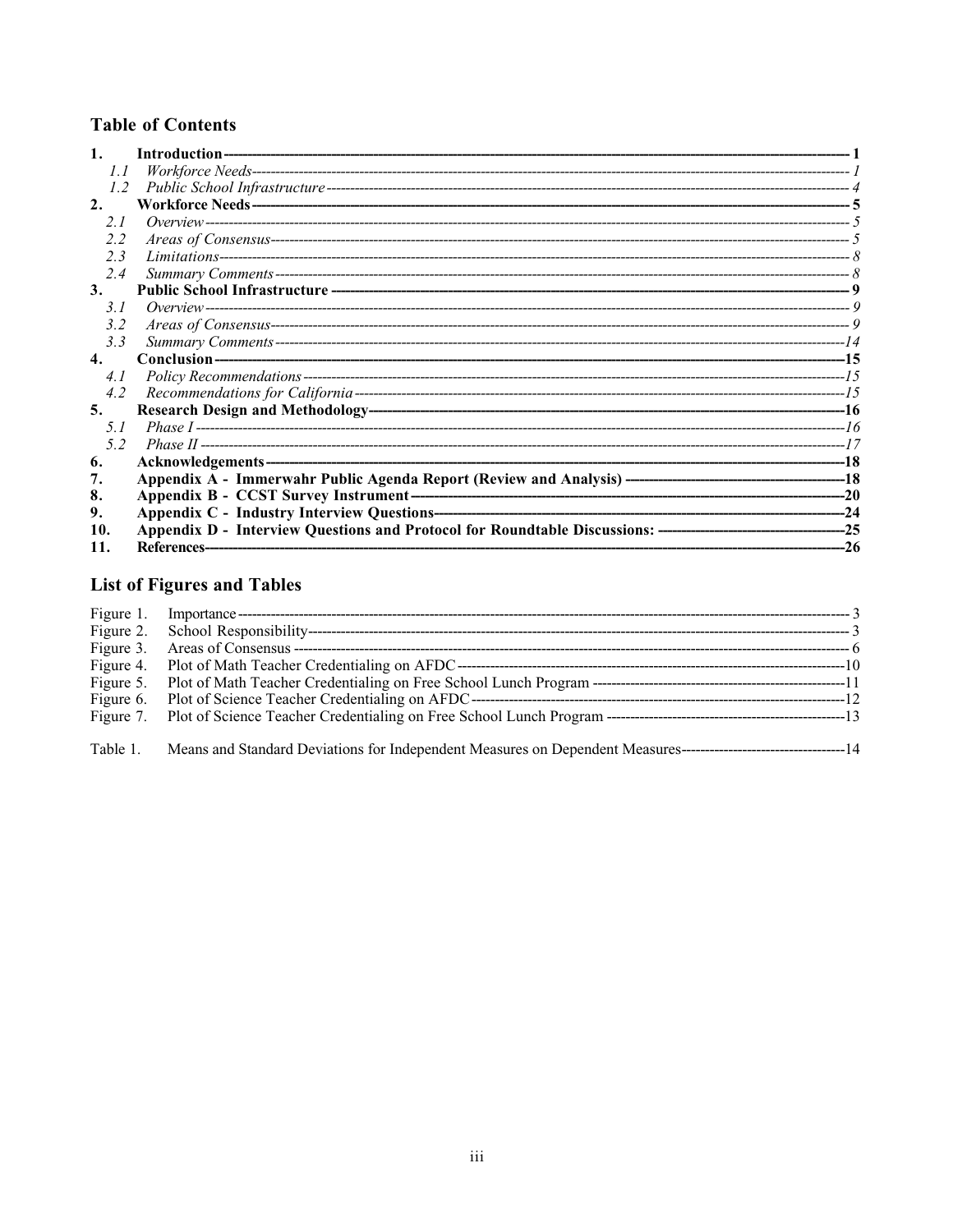## Table of Contents

| | | |
|---|---|---|
| **1.** | **Introduction** | **1** |
| *1.1* | *Workforce Needs* | *1* |
| *1.2* | *Public School Infrastructure* | *4* |
| **2.** | **Workforce Needs** | **5** |
| *2.1* | *Overview* | *5* |
| *2.2* | *Areas of Consensus* | *5* |
| *2.3* | *Limitations* | *8* |
| *2.4* | *Summary Comments* | *8* |
| **3.** | **Public School Infrastructure** | **9** |
| *3.1* | *Overview* | *9* |
| *3.2* | *Areas of Consensus* | *9* |
| *3.3* | *Summary Comments* | *14* |
| **4.** | **Conclusion** | **15** |
| *4.1* | *Policy Recommendations* | *15* |
| *4.2* | *Recommendations for California* | *15* |
| **5.** | **Research Design and Methodology** | **16** |
| *5.1* | *Phase I* | *16* |
| *5.2* | *Phase II* | *17* |
| **6.** | **Acknowledgements** | **18** |
| **7.** | **Appendix A - Immerwahr Public Agenda Report (Review and Analysis)** | **18** |
| **8.** | **Appendix B - CCST Survey Instrument** | **20** |
| **9.** | **Appendix C - Industry Interview Questions** | **24** |
| **10.** | **Appendix D - Interview Questions and Protocol for Roundtable Discussions:** | **25** |
| **11.** | **References** | **26** |

## List of Figures and Tables

| | | |
|---|---|---|
| Figure 1. | Importance | 3 |
| Figure 2. | School Responsibility | 3 |
| Figure 3. | Areas of Consensus | 6 |
| Figure 4. | Plot of Math Teacher Credentialing on AFDC | 10 |
| Figure 5. | Plot of Math Teacher Credentialing on Free School Lunch Program | 11 |
| Figure 6. | Plot of Science Teacher Credentialing on AFDC | 12 |
| Figure 7. | Plot of Science Teacher Credentialing on Free School Lunch Program | 13 |
| Table 1. | Means and Standard Deviations for Independent Measures on Dependent Measures | 14 |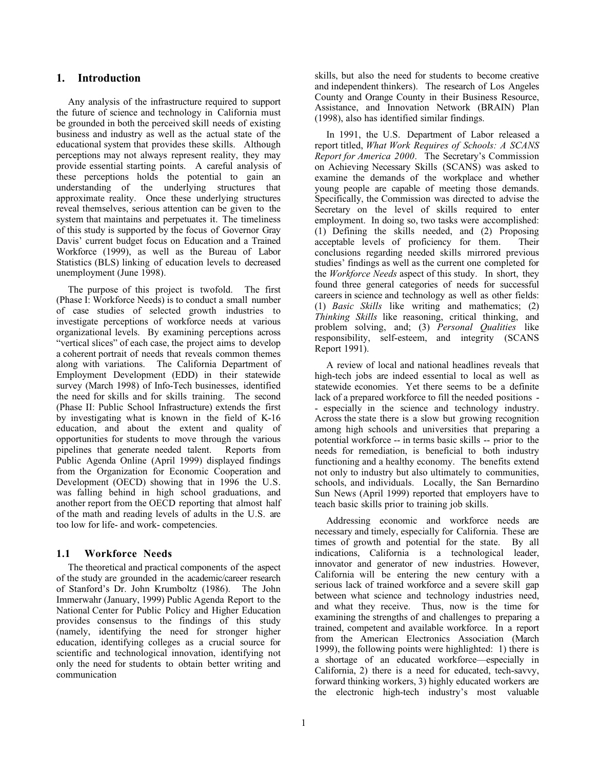## 1. Introduction

Any analysis of the infrastructure required to support the future of science and technology in California must be grounded in both the perceived skill needs of existing business and industry as well as the actual state of the educational system that provides these skills. Although perceptions may not always represent reality, they may provide essential starting points. A careful analysis of these perceptions holds the potential to gain an understanding of the underlying structures that approximate reality. Once these underlying structures reveal themselves, serious attention can be given to the system that maintains and perpetuates it. The timeliness of this study is supported by the focus of Governor Gray Davis' current budget focus on Education and a Trained Workforce (1999), as well as the Bureau of Labor Statistics (BLS) linking of education levels to decreased unemployment (June 1998).

The purpose of this project is twofold. The first (Phase I: Workforce Needs) is to conduct a small number of case studies of selected growth industries to investigate perceptions of workforce needs at various organizational levels. By examining perceptions across "vertical slices" of each case, the project aims to develop a coherent portrait of needs that reveals common themes along with variations. The California Department of Employment Development (EDD) in their statewide survey (March 1998) of Info-Tech businesses, identified the need for skills and for skills training. The second (Phase II: Public School Infrastructure) extends the first by investigating what is known in the field of K-16 education, and about the extent and quality of opportunities for students to move through the various pipelines that generate needed talent. Reports from Public Agenda Online (April 1999) displayed findings from the Organization for Economic Cooperation and Development (OECD) showing that in 1996 the U.S. was falling behind in high school graduations, and another report from the OECD reporting that almost half of the math and reading levels of adults in the U.S. are too low for life- and work- competencies.

### 1.1 Workforce Needs

The theoretical and practical components of the aspect of the study are grounded in the academic/career research of Stanford's Dr. John Krumboltz (1986). The John Immerwahr (January, 1999) Public Agenda Report to the National Center for Public Policy and Higher Education provides consensus to the findings of this study (namely, identifying the need for stronger higher education, identifying colleges as a crucial source for scientific and technological innovation, identifying not only the need for students to obtain better writing and communication skills, but also the need for students to become creative and independent thinkers). The research of Los Angeles County and Orange County in their Business Resource, Assistance, and Innovation Network (BRAIN) Plan (1998), also has identified similar findings.

In 1991, the U.S. Department of Labor released a report titled, *What Work Requires of Schools: A SCANS Report for America 2000*. The Secretary's Commission on Achieving Necessary Skills (SCANS) was asked to examine the demands of the workplace and whether young people are capable of meeting those demands. Specifically, the Commission was directed to advise the Secretary on the level of skills required to enter employment. In doing so, two tasks were accomplished: (1) Defining the skills needed, and (2) Proposing acceptable levels of proficiency for them. Their conclusions regarding needed skills mirrored previous studies' findings as well as the current one completed for the *Workforce Needs* aspect of this study. In short, they found three general categories of needs for successful careers in science and technology as well as other fields: (1) *Basic Skills* like writing and mathematics; (2) *Thinking Skills* like reasoning, critical thinking, and problem solving, and; (3) *Personal Qualities* like responsibility, self-esteem, and integrity (SCANS Report 1991).

A review of local and national headlines reveals that high-tech jobs are indeed essential to local as well as statewide economies. Yet there seems to be a definite lack of a prepared workforce to fill the needed positions -- especially in the science and technology industry. Across the state there is a slow but growing recognition among high schools and universities that preparing a potential workforce -- in terms basic skills -- prior to the needs for remediation, is beneficial to both industry functioning and a healthy economy. The benefits extend not only to industry but also ultimately to communities, schools, and individuals. Locally, the San Bernardino Sun News (April 1999) reported that employers have to teach basic skills prior to training job skills.

Addressing economic and workforce needs are necessary and timely, especially for California. These are times of growth and potential for the state. By all indications, California is a technological leader, innovator and generator of new industries. However, California will be entering the new century with a serious lack of trained workforce and a severe skill gap between what science and technology industries need, and what they receive. Thus, now is the time for examining the strengths of and challenges to preparing a trained, competent and available workforce. In a report from the American Electronics Association (March 1999), the following points were highlighted: 1) there is a shortage of an educated workforce—especially in California, 2) there is a need for educated, tech-savvy, forward thinking workers, 3) highly educated workers are the electronic high-tech industry's most valuable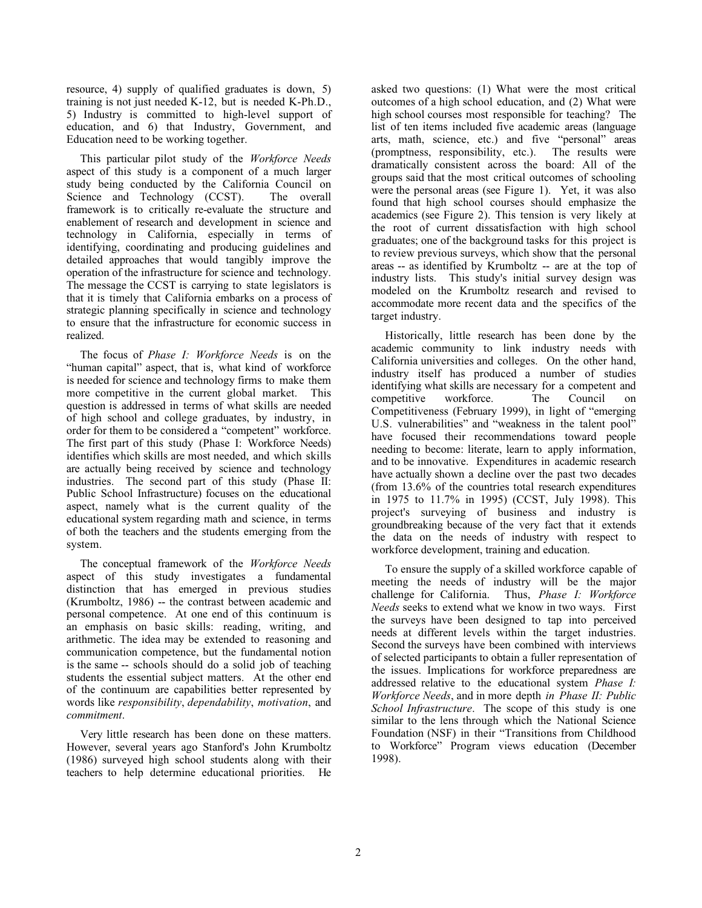resource, 4) supply of qualified graduates is down, 5) training is not just needed K-12, but is needed K-Ph.D., 5) Industry is committed to high-level support of education, and 6) that Industry, Government, and Education need to be working together.

This particular pilot study of the *Workforce Needs* aspect of this study is a component of a much larger study being conducted by the California Council on Science and Technology (CCST). The overall framework is to critically re-evaluate the structure and enablement of research and development in science and technology in California, especially in terms of identifying, coordinating and producing guidelines and detailed approaches that would tangibly improve the operation of the infrastructure for science and technology. The message the CCST is carrying to state legislators is that it is timely that California embarks on a process of strategic planning specifically in science and technology to ensure that the infrastructure for economic success in realized.

The focus of *Phase I: Workforce Needs* is on the "human capital" aspect, that is, what kind of workforce is needed for science and technology firms to make them more competitive in the current global market. This question is addressed in terms of what skills are needed of high school and college graduates, by industry, in order for them to be considered a "competent" workforce. The first part of this study (Phase I: Workforce Needs) identifies which skills are most needed, and which skills are actually being received by science and technology industries. The second part of this study (Phase II: Public School Infrastructure) focuses on the educational aspect, namely what is the current quality of the educational system regarding math and science, in terms of both the teachers and the students emerging from the system.

The conceptual framework of the *Workforce Needs* aspect of this study investigates a fundamental distinction that has emerged in previous studies (Krumboltz, 1986) -- the contrast between academic and personal competence. At one end of this continuum is an emphasis on basic skills: reading, writing, and arithmetic. The idea may be extended to reasoning and communication competence, but the fundamental notion is the same -- schools should do a solid job of teaching students the essential subject matters. At the other end of the continuum are capabilities better represented by words like *responsibility*, *dependability*, *motivation*, and *commitment*.

Very little research has been done on these matters. However, several years ago Stanford's John Krumboltz (1986) surveyed high school students along with their teachers to help determine educational priorities. He asked two questions: (1) What were the most critical outcomes of a high school education, and (2) What were high school courses most responsible for teaching? The list of ten items included five academic areas (language arts, math, science, etc.) and five "personal" areas (promptness, responsibility, etc.). The results were dramatically consistent across the board: All of the groups said that the most critical outcomes of schooling were the personal areas (see Figure 1). Yet, it was also found that high school courses should emphasize the academics (see Figure 2). This tension is very likely at the root of current dissatisfaction with high school graduates; one of the background tasks for this project is to review previous surveys, which show that the personal areas -- as identified by Krumboltz -- are at the top of industry lists. This study's initial survey design was modeled on the Krumboltz research and revised to accommodate more recent data and the specifics of the target industry.

Historically, little research has been done by the academic community to link industry needs with California universities and colleges. On the other hand, industry itself has produced a number of studies identifying what skills are necessary for a competent and competitive workforce. The Council on Competitiveness (February 1999), in light of "emerging U.S. vulnerabilities" and "weakness in the talent pool" have focused their recommendations toward people needing to become: literate, learn to apply information, and to be innovative. Expenditures in academic research have actually shown a decline over the past two decades (from 13.6% of the countries total research expenditures in 1975 to 11.7% in 1995) (CCST, July 1998). This project's surveying of business and industry is groundbreaking because of the very fact that it extends the data on the needs of industry with respect to workforce development, training and education.

To ensure the supply of a skilled workforce capable of meeting the needs of industry will be the major challenge for California. Thus, *Phase I: Workforce Needs* seeks to extend what we know in two ways. First the surveys have been designed to tap into perceived needs at different levels within the target industries. Second the surveys have been combined with interviews of selected participants to obtain a fuller representation of the issues. Implications for workforce preparedness are addressed relative to the educational system *Phase I: Workforce Needs*, and in more depth *in Phase II: Public School Infrastructure*. The scope of this study is one similar to the lens through which the National Science Foundation (NSF) in their "Transitions from Childhood to Workforce" Program views education (December 1998).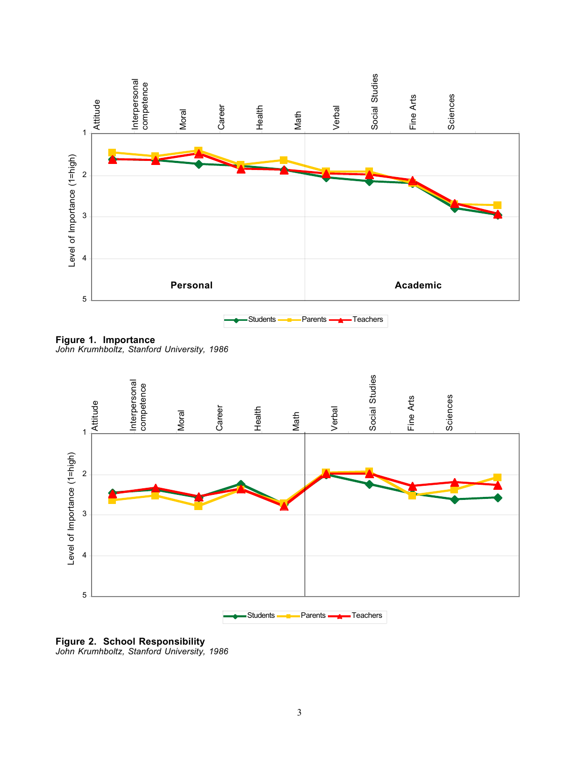**Figure 1. Importance**
*John Krumhboltz, Stanford University, 1986*

**Figure 2. School Responsibility**
*John Krumhboltz, Stanford University, 1986*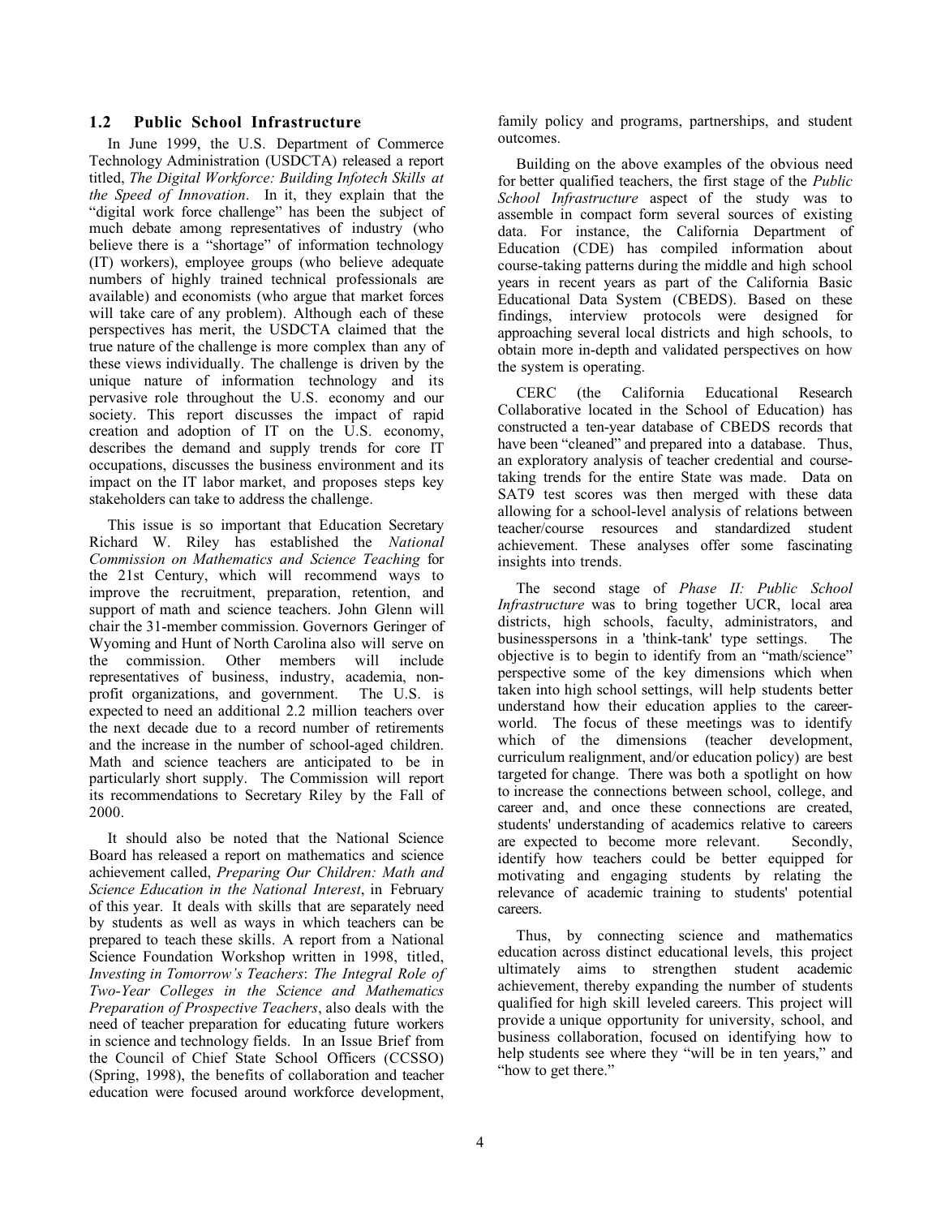### 1.2 Public School Infrastructure

In June 1999, the U.S. Department of Commerce Technology Administration (USDCTA) released a report titled, *The Digital Workforce: Building Infotech Skills at the Speed of Innovation*. In it, they explain that the "digital work force challenge" has been the subject of much debate among representatives of industry (who believe there is a "shortage" of information technology (IT) workers), employee groups (who believe adequate numbers of highly trained technical professionals are available) and economists (who argue that market forces will take care of any problem). Although each of these perspectives has merit, the USDCTA claimed that the true nature of the challenge is more complex than any of these views individually. The challenge is driven by the unique nature of information technology and its pervasive role throughout the U.S. economy and our society. This report discusses the impact of rapid creation and adoption of IT on the U.S. economy, describes the demand and supply trends for core IT occupations, discusses the business environment and its impact on the IT labor market, and proposes steps key stakeholders can take to address the challenge.

This issue is so important that Education Secretary Richard W. Riley has established the *National Commission on Mathematics and Science Teaching* for the 21st Century, which will recommend ways to improve the recruitment, preparation, retention, and support of math and science teachers. John Glenn will chair the 31-member commission. Governors Geringer of Wyoming and Hunt of North Carolina also will serve on the commission. Other members will include representatives of business, industry, academia, non-profit organizations, and government. The U.S. is expected to need an additional 2.2 million teachers over the next decade due to a record number of retirements and the increase in the number of school-aged children. Math and science teachers are anticipated to be in particularly short supply. The Commission will report its recommendations to Secretary Riley by the Fall of 2000.

It should also be noted that the National Science Board has released a report on mathematics and science achievement called, *Preparing Our Children: Math and Science Education in the National Interest*, in February of this year. It deals with skills that are separately need by students as well as ways in which teachers can be prepared to teach these skills. A report from a National Science Foundation Workshop written in 1998, titled, *Investing in Tomorrow's Teachers*: *The Integral Role of Two-Year Colleges in the Science and Mathematics Preparation of Prospective Teachers*, also deals with the need of teacher preparation for educating future workers in science and technology fields. In an Issue Brief from the Council of Chief State School Officers (CCSSO) (Spring, 1998), the benefits of collaboration and teacher education were focused around workforce development, family policy and programs, partnerships, and student outcomes.

Building on the above examples of the obvious need for better qualified teachers, the first stage of the *Public School Infrastructure* aspect of the study was to assemble in compact form several sources of existing data. For instance, the California Department of Education (CDE) has compiled information about course-taking patterns during the middle and high school years in recent years as part of the California Basic Educational Data System (CBEDS). Based on these findings, interview protocols were designed for approaching several local districts and high schools, to obtain more in-depth and validated perspectives on how the system is operating.

CERC (the California Educational Research Collaborative located in the School of Education) has constructed a ten-year database of CBEDS records that have been "cleaned" and prepared into a database. Thus, an exploratory analysis of teacher credential and course-taking trends for the entire State was made. Data on SAT9 test scores was then merged with these data allowing for a school-level analysis of relations between teacher/course resources and standardized student achievement. These analyses offer some fascinating insights into trends.

The second stage of *Phase II: Public School Infrastructure* was to bring together UCR, local area districts, high schools, faculty, administrators, and businesspersons in a 'think-tank' type settings. The objective is to begin to identify from an "math/science" perspective some of the key dimensions which when taken into high school settings, will help students better understand how their education applies to the career-world. The focus of these meetings was to identify which of the dimensions (teacher development, curriculum realignment, and/or education policy) are best targeted for change. There was both a spotlight on how to increase the connections between school, college, and career and, and once these connections are created, students' understanding of academics relative to careers are expected to become more relevant. Secondly, identify how teachers could be better equipped for motivating and engaging students by relating the relevance of academic training to students' potential careers.

Thus, by connecting science and mathematics education across distinct educational levels, this project ultimately aims to strengthen student academic achievement, thereby expanding the number of students qualified for high skill leveled careers. This project will provide a unique opportunity for university, school, and business collaboration, focused on identifying how to help students see where they "will be in ten years," and "how to get there."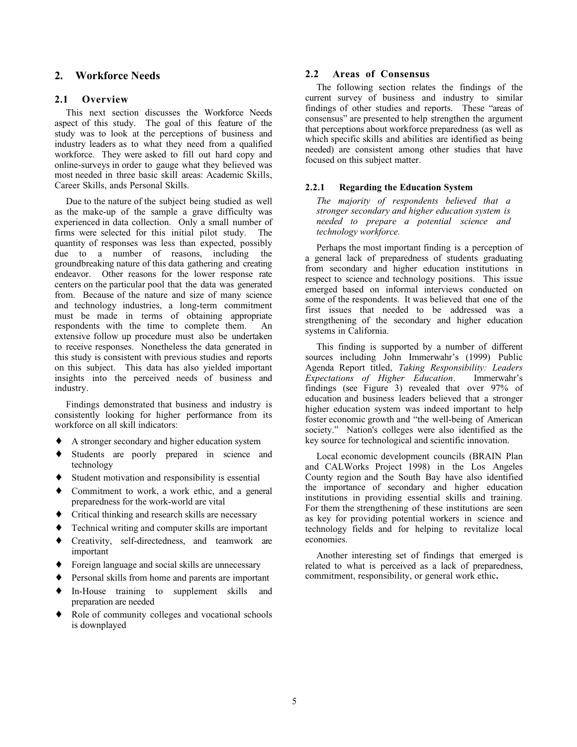## 2. Workforce Needs

### 2.1 Overview

This next section discusses the Workforce Needs aspect of this study. The goal of this feature of the study was to look at the perceptions of business and industry leaders as to what they need from a qualified workforce. They were asked to fill out hard copy and online-surveys in order to gauge what they believed was most needed in three basic skill areas: Academic Skills, Career Skills, ands Personal Skills.

Due to the nature of the subject being studied as well as the make-up of the sample a grave difficulty was experienced in data collection. Only a small number of firms were selected for this initial pilot study. The quantity of responses was less than expected, possibly due to a number of reasons, including the groundbreaking nature of this data gathering and creating endeavor. Other reasons for the lower response rate centers on the particular pool that the data was generated from. Because of the nature and size of many science and technology industries, a long-term commitment must be made in terms of obtaining appropriate respondents with the time to complete them. An extensive follow up procedure must also be undertaken to receive responses. Nonetheless the data generated in this study is consistent with previous studies and reports on this subject. This data has also yielded important insights into the perceived needs of business and industry.

Findings demonstrated that business and industry is consistently looking for higher performance from its workforce on all skill indicators:

- A stronger secondary and higher education system
- Students are poorly prepared in science and technology
- Student motivation and responsibility is essential
- Commitment to work, a work ethic, and a general preparedness for the work-world are vital
- Critical thinking and research skills are necessary
- Technical writing and computer skills are important
- Creativity, self-directedness, and teamwork are important
- Foreign language and social skills are unnecessary
- Personal skills from home and parents are important
- In-House training to supplement skills and preparation are needed
- Role of community colleges and vocational schools is downplayed

### 2.2 Areas of Consensus

The following section relates the findings of the current survey of business and industry to similar findings of other studies and reports. These "areas of consensus" are presented to help strengthen the argument that perceptions about workforce preparedness (as well as which specific skills and abilities are identified as being needed) are consistent among other studies that have focused on this subject matter.

#### 2.2.1 Regarding the Education System

*The majority of respondents believed that a stronger secondary and higher education system is needed to prepare a potential science and technology workforce.*

Perhaps the most important finding is a perception of a general lack of preparedness of students graduating from secondary and higher education institutions in respect to science and technology positions. This issue emerged based on informal interviews conducted on some of the respondents. It was believed that one of the first issues that needed to be addressed was a strengthening of the secondary and higher education systems in California.

This finding is supported by a number of different sources including John Immerwahr's (1999) Public Agenda Report titled, *Taking Responsibility: Leaders Expectations of Higher Education*. Immerwahr's findings (see Figure 3) revealed that over 97% of education and business leaders believed that a stronger higher education system was indeed important to help foster economic growth and "the well-being of American society." Nation's colleges were also identified as the key source for technological and scientific innovation.

Local economic development councils (BRAIN Plan and CALWorks Project 1998) in the Los Angeles County region and the South Bay have also identified the importance of secondary and higher education institutions in providing essential skills and training. For them the strengthening of these institutions are seen as key for providing potential workers in science and technology fields and for helping to revitalize local economies.

Another interesting set of findings that emerged is related to what is perceived as a lack of preparedness, commitment, responsibility, or general work ethic**.**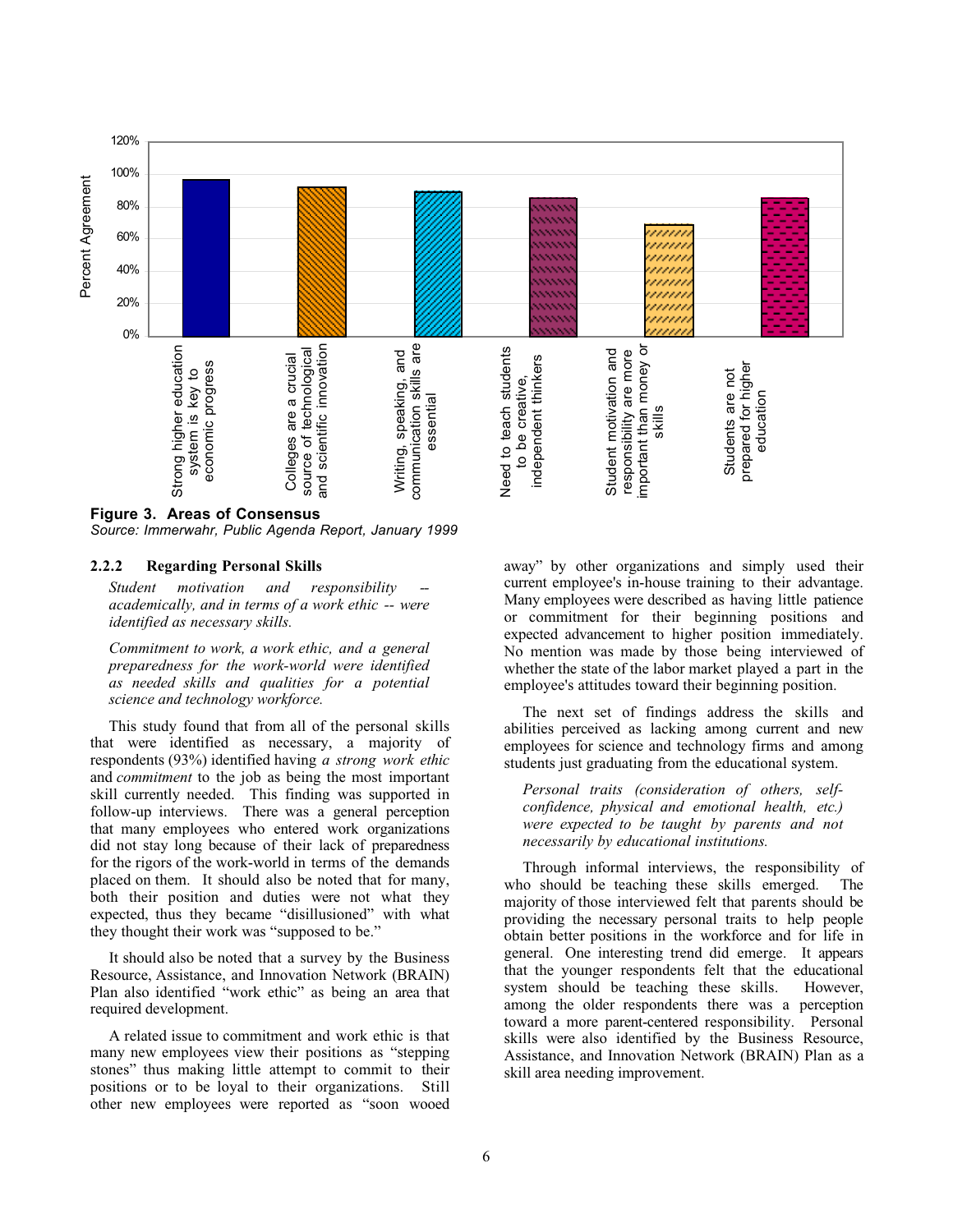**Figure 3. Areas of Consensus**
*Source: Immerwahr, Public Agenda Report, January 1999*

### 2.2.2 Regarding Personal Skills

*Student motivation and responsibility -- academically, and in terms of a work ethic -- were identified as necessary skills.*

*Commitment to work, a work ethic, and a general preparedness for the work-world were identified as needed skills and qualities for a potential science and technology workforce.*

This study found that from all of the personal skills that were identified as necessary, a majority of respondents (93%) identified having *a strong work ethic* and *commitment* to the job as being the most important skill currently needed. This finding was supported in follow-up interviews. There was a general perception that many employees who entered work organizations did not stay long because of their lack of preparedness for the rigors of the work-world in terms of the demands placed on them. It should also be noted that for many, both their position and duties were not what they expected, thus they became "disillusioned" with what they thought their work was "supposed to be."

It should also be noted that a survey by the Business Resource, Assistance, and Innovation Network (BRAIN) Plan also identified "work ethic" as being an area that required development.

A related issue to commitment and work ethic is that many new employees view their positions as "stepping stones" thus making little attempt to commit to their positions or to be loyal to their organizations. Still other new employees were reported as "soon wooed away" by other organizations and simply used their current employee's in-house training to their advantage. Many employees were described as having little patience or commitment for their beginning positions and expected advancement to higher position immediately. No mention was made by those being interviewed of whether the state of the labor market played a part in the employee's attitudes toward their beginning position.

The next set of findings address the skills and abilities perceived as lacking among current and new employees for science and technology firms and among students just graduating from the educational system.

*Personal traits (consideration of others, self-confidence, physical and emotional health, etc.) were expected to be taught by parents and not necessarily by educational institutions.*

Through informal interviews, the responsibility of who should be teaching these skills emerged. The majority of those interviewed felt that parents should be providing the necessary personal traits to help people obtain better positions in the workforce and for life in general. One interesting trend did emerge. It appears that the younger respondents felt that the educational system should be teaching these skills. However, among the older respondents there was a perception toward a more parent-centered responsibility. Personal skills were also identified by the Business Resource, Assistance, and Innovation Network (BRAIN) Plan as a skill area needing improvement.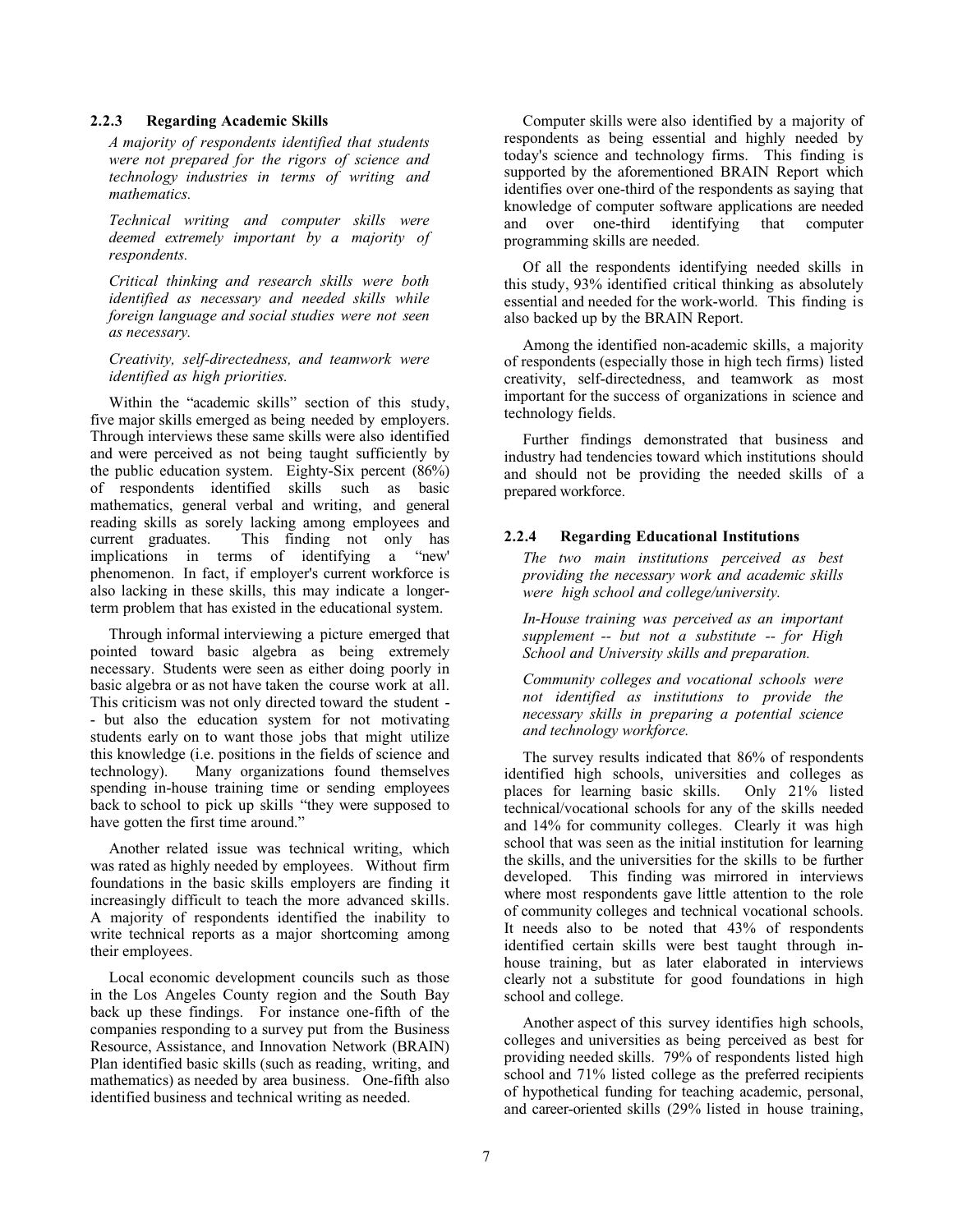### 2.2.3 Regarding Academic Skills

*A majority of respondents identified that students were not prepared for the rigors of science and technology industries in terms of writing and mathematics.*

*Technical writing and computer skills were deemed extremely important by a majority of respondents.*

*Critical thinking and research skills were both identified as necessary and needed skills while foreign language and social studies were not seen as necessary.*

*Creativity, self-directedness, and teamwork were identified as high priorities.*

Within the "academic skills" section of this study, five major skills emerged as being needed by employers. Through interviews these same skills were also identified and were perceived as not being taught sufficiently by the public education system. Eighty-Six percent (86%) of respondents identified skills such as basic mathematics, general verbal and writing, and general reading skills as sorely lacking among employees and current graduates. This finding not only has implications in terms of identifying a "new' phenomenon. In fact, if employer's current workforce is also lacking in these skills, this may indicate a longer-term problem that has existed in the educational system.

Through informal interviewing a picture emerged that pointed toward basic algebra as being extremely necessary. Students were seen as either doing poorly in basic algebra or as not have taken the course work at all. This criticism was not only directed toward the student -- but also the education system for not motivating students early on to want those jobs that might utilize this knowledge (i.e. positions in the fields of science and technology). Many organizations found themselves spending in-house training time or sending employees back to school to pick up skills "they were supposed to have gotten the first time around."

Another related issue was technical writing, which was rated as highly needed by employees. Without firm foundations in the basic skills employers are finding it increasingly difficult to teach the more advanced skills. A majority of respondents identified the inability to write technical reports as a major shortcoming among their employees.

Local economic development councils such as those in the Los Angeles County region and the South Bay back up these findings. For instance one-fifth of the companies responding to a survey put from the Business Resource, Assistance, and Innovation Network (BRAIN) Plan identified basic skills (such as reading, writing, and mathematics) as needed by area business. One-fifth also identified business and technical writing as needed.

Computer skills were also identified by a majority of respondents as being essential and highly needed by today's science and technology firms. This finding is supported by the aforementioned BRAIN Report which identifies over one-third of the respondents as saying that knowledge of computer software applications are needed and over one-third identifying that computer programming skills are needed.

Of all the respondents identifying needed skills in this study, 93% identified critical thinking as absolutely essential and needed for the work-world. This finding is also backed up by the BRAIN Report.

Among the identified non-academic skills, a majority of respondents (especially those in high tech firms) listed creativity, self-directedness, and teamwork as most important for the success of organizations in science and technology fields.

Further findings demonstrated that business and industry had tendencies toward which institutions should and should not be providing the needed skills of a prepared workforce.

### 2.2.4 Regarding Educational Institutions

*The two main institutions perceived as best providing the necessary work and academic skills were high school and college/university.*

*In-House training was perceived as an important supplement -- but not a substitute -- for High School and University skills and preparation.*

*Community colleges and vocational schools were not identified as institutions to provide the necessary skills in preparing a potential science and technology workforce.*

The survey results indicated that 86% of respondents identified high schools, universities and colleges as places for learning basic skills. Only 21% listed technical/vocational schools for any of the skills needed and 14% for community colleges. Clearly it was high school that was seen as the initial institution for learning the skills, and the universities for the skills to be further developed. This finding was mirrored in interviews where most respondents gave little attention to the role of community colleges and technical vocational schools. It needs also to be noted that 43% of respondents identified certain skills were best taught through in-house training, but as later elaborated in interviews clearly not a substitute for good foundations in high school and college.

Another aspect of this survey identifies high schools, colleges and universities as being perceived as best for providing needed skills. 79% of respondents listed high school and 71% listed college as the preferred recipients of hypothetical funding for teaching academic, personal, and career-oriented skills (29% listed in house training,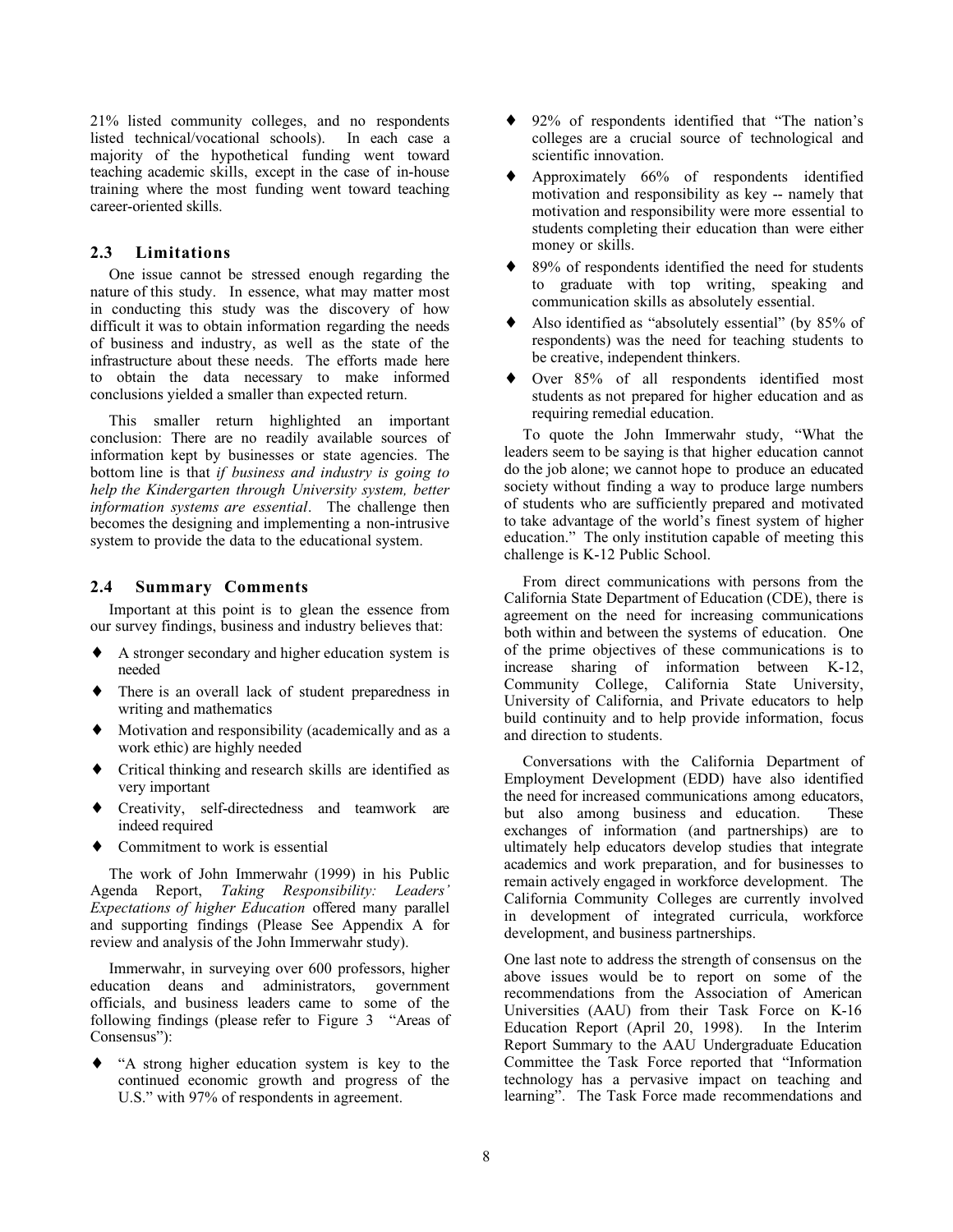21% listed community colleges, and no respondents listed technical/vocational schools). In each case a majority of the hypothetical funding went toward teaching academic skills, except in the case of in-house training where the most funding went toward teaching career-oriented skills.

### 2.3 Limitations

One issue cannot be stressed enough regarding the nature of this study. In essence, what may matter most in conducting this study was the discovery of how difficult it was to obtain information regarding the needs of business and industry, as well as the state of the infrastructure about these needs. The efforts made here to obtain the data necessary to make informed conclusions yielded a smaller than expected return.

This smaller return highlighted an important conclusion: There are no readily available sources of information kept by businesses or state agencies. The bottom line is that *if business and industry is going to help the Kindergarten through University system, better information systems are essential*. The challenge then becomes the designing and implementing a non-intrusive system to provide the data to the educational system.

### 2.4 Summary Comments

Important at this point is to glean the essence from our survey findings, business and industry believes that:

- A stronger secondary and higher education system is needed
- There is an overall lack of student preparedness in writing and mathematics
- Motivation and responsibility (academically and as a work ethic) are highly needed
- Critical thinking and research skills are identified as very important
- Creativity, self-directedness and teamwork are indeed required
- Commitment to work is essential

The work of John Immerwahr (1999) in his Public Agenda Report, *Taking Responsibility: Leaders' Expectations of higher Education* offered many parallel and supporting findings (Please See Appendix A for review and analysis of the John Immerwahr study).

Immerwahr, in surveying over 600 professors, higher education deans and administrators, government officials, and business leaders came to some of the following findings (please refer to Figure 3 "Areas of Consensus"):

- "A strong higher education system is key to the continued economic growth and progress of the U.S." with 97% of respondents in agreement.
- 92% of respondents identified that "The nation's colleges are a crucial source of technological and scientific innovation.
- Approximately 66% of respondents identified motivation and responsibility as key -- namely that motivation and responsibility were more essential to students completing their education than were either money or skills.
- 89% of respondents identified the need for students to graduate with top writing, speaking and communication skills as absolutely essential.
- Also identified as "absolutely essential" (by 85% of respondents) was the need for teaching students to be creative, independent thinkers.
- Over 85% of all respondents identified most students as not prepared for higher education and as requiring remedial education.

To quote the John Immerwahr study, "What the leaders seem to be saying is that higher education cannot do the job alone; we cannot hope to produce an educated society without finding a way to produce large numbers of students who are sufficiently prepared and motivated to take advantage of the world's finest system of higher education." The only institution capable of meeting this challenge is K-12 Public School.

From direct communications with persons from the California State Department of Education (CDE), there is agreement on the need for increasing communications both within and between the systems of education. One of the prime objectives of these communications is to increase sharing of information between K-12, Community College, California State University, University of California, and Private educators to help build continuity and to help provide information, focus and direction to students.

Conversations with the California Department of Employment Development (EDD) have also identified the need for increased communications among educators, but also among business and education. These exchanges of information (and partnerships) are to ultimately help educators develop studies that integrate academics and work preparation, and for businesses to remain actively engaged in workforce development. The California Community Colleges are currently involved in development of integrated curricula, workforce development, and business partnerships.

One last note to address the strength of consensus on the above issues would be to report on some of the recommendations from the Association of American Universities (AAU) from their Task Force on K-16 Education Report (April 20, 1998). In the Interim Report Summary to the AAU Undergraduate Education Committee the Task Force reported that "Information technology has a pervasive impact on teaching and learning". The Task Force made recommendations and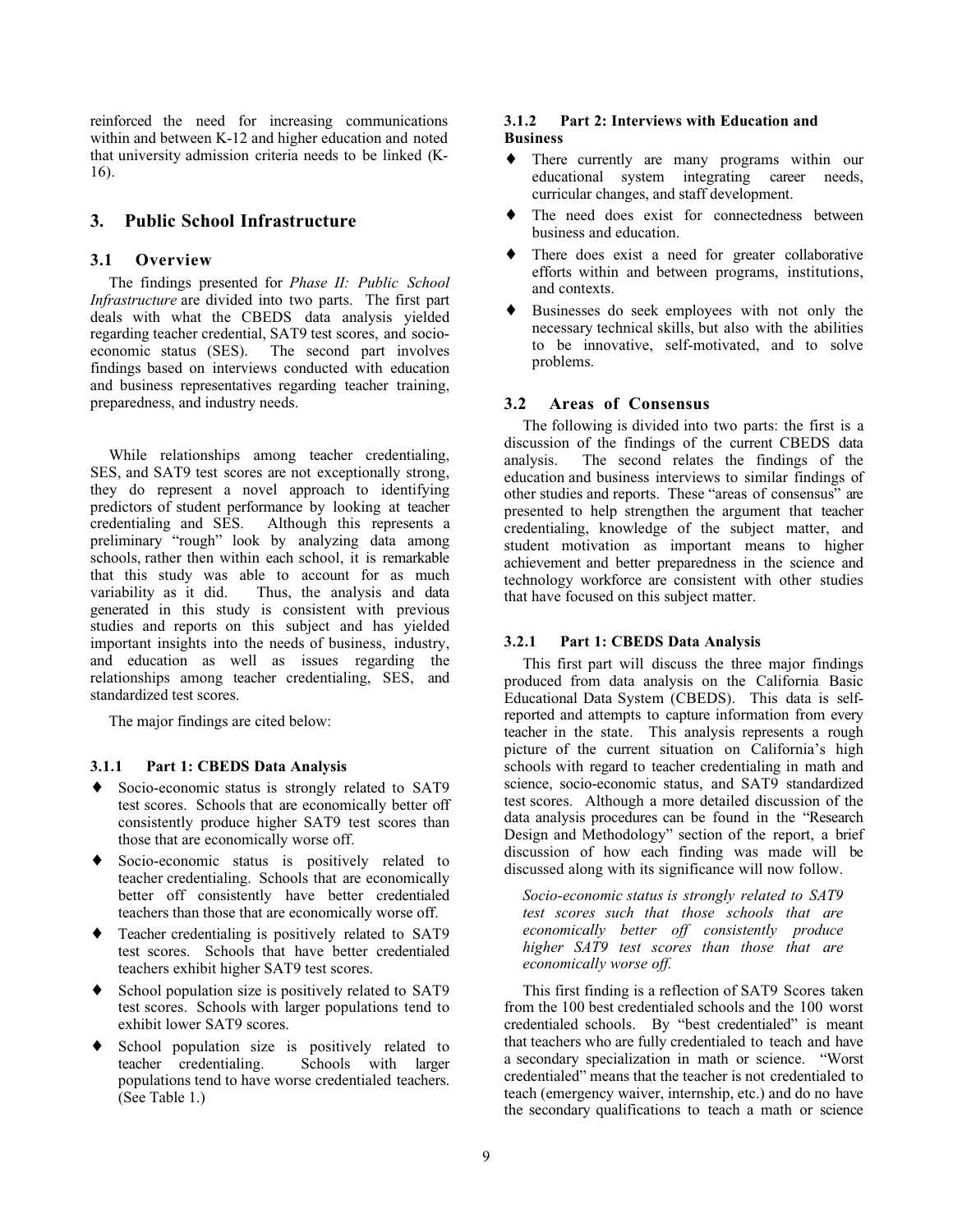reinforced the need for increasing communications within and between K-12 and higher education and noted that university admission criteria needs to be linked (K-16).

# 3. Public School Infrastructure

## 3.1 Overview

The findings presented for *Phase II: Public School Infrastructure* are divided into two parts. The first part deals with what the CBEDS data analysis yielded regarding teacher credential, SAT9 test scores, and socio-economic status (SES). The second part involves findings based on interviews conducted with education and business representatives regarding teacher training, preparedness, and industry needs.

While relationships among teacher credentialing, SES, and SAT9 test scores are not exceptionally strong, they do represent a novel approach to identifying predictors of student performance by looking at teacher credentialing and SES. Although this represents a preliminary "rough" look by analyzing data among schools, rather then within each school, it is remarkable that this study was able to account for as much variability as it did. Thus, the analysis and data generated in this study is consistent with previous studies and reports on this subject and has yielded important insights into the needs of business, industry, and education as well as issues regarding the relationships among teacher credentialing, SES, and standardized test scores.

The major findings are cited below:

### 3.1.1 Part 1: CBEDS Data Analysis

- Socio-economic status is strongly related to SAT9 test scores. Schools that are economically better off consistently produce higher SAT9 test scores than those that are economically worse off.
- Socio-economic status is positively related to teacher credentialing. Schools that are economically better off consistently have better credentialed teachers than those that are economically worse off.
- Teacher credentialing is positively related to SAT9 test scores. Schools that have better credentialed teachers exhibit higher SAT9 test scores.
- School population size is positively related to SAT9 test scores. Schools with larger populations tend to exhibit lower SAT9 scores.
- School population size is positively related to teacher credentialing. Schools with larger populations tend to have worse credentialed teachers. (See Table 1.)

### 3.1.2 Part 2: Interviews with Education and Business

- There currently are many programs within our educational system integrating career needs, curricular changes, and staff development.
- The need does exist for connectedness between business and education.
- There does exist a need for greater collaborative efforts within and between programs, institutions, and contexts.
- Businesses do seek employees with not only the necessary technical skills, but also with the abilities to be innovative, self-motivated, and to solve problems.

## 3.2 Areas of Consensus

The following is divided into two parts: the first is a discussion of the findings of the current CBEDS data analysis. The second relates the findings of the education and business interviews to similar findings of other studies and reports. These "areas of consensus" are presented to help strengthen the argument that teacher credentialing, knowledge of the subject matter, and student motivation as important means to higher achievement and better preparedness in the science and technology workforce are consistent with other studies that have focused on this subject matter.

### 3.2.1 Part 1: CBEDS Data Analysis

This first part will discuss the three major findings produced from data analysis on the California Basic Educational Data System (CBEDS). This data is self-reported and attempts to capture information from every teacher in the state. This analysis represents a rough picture of the current situation on California's high schools with regard to teacher credentialing in math and science, socio-economic status, and SAT9 standardized test scores. Although a more detailed discussion of the data analysis procedures can be found in the "Research Design and Methodology" section of the report, a brief discussion of how each finding was made will be discussed along with its significance will now follow.

*Socio-economic status is strongly related to SAT9 test scores such that those schools that are economically better off consistently produce higher SAT9 test scores than those that are economically worse off.*

This first finding is a reflection of SAT9 Scores taken from the 100 best credentialed schools and the 100 worst credentialed schools. By "best credentialed" is meant that teachers who are fully credentialed to teach and have a secondary specialization in math or science. "Worst credentialed" means that the teacher is not credentialed to teach (emergency waiver, internship, etc.) and do no have the secondary qualifications to teach a math or science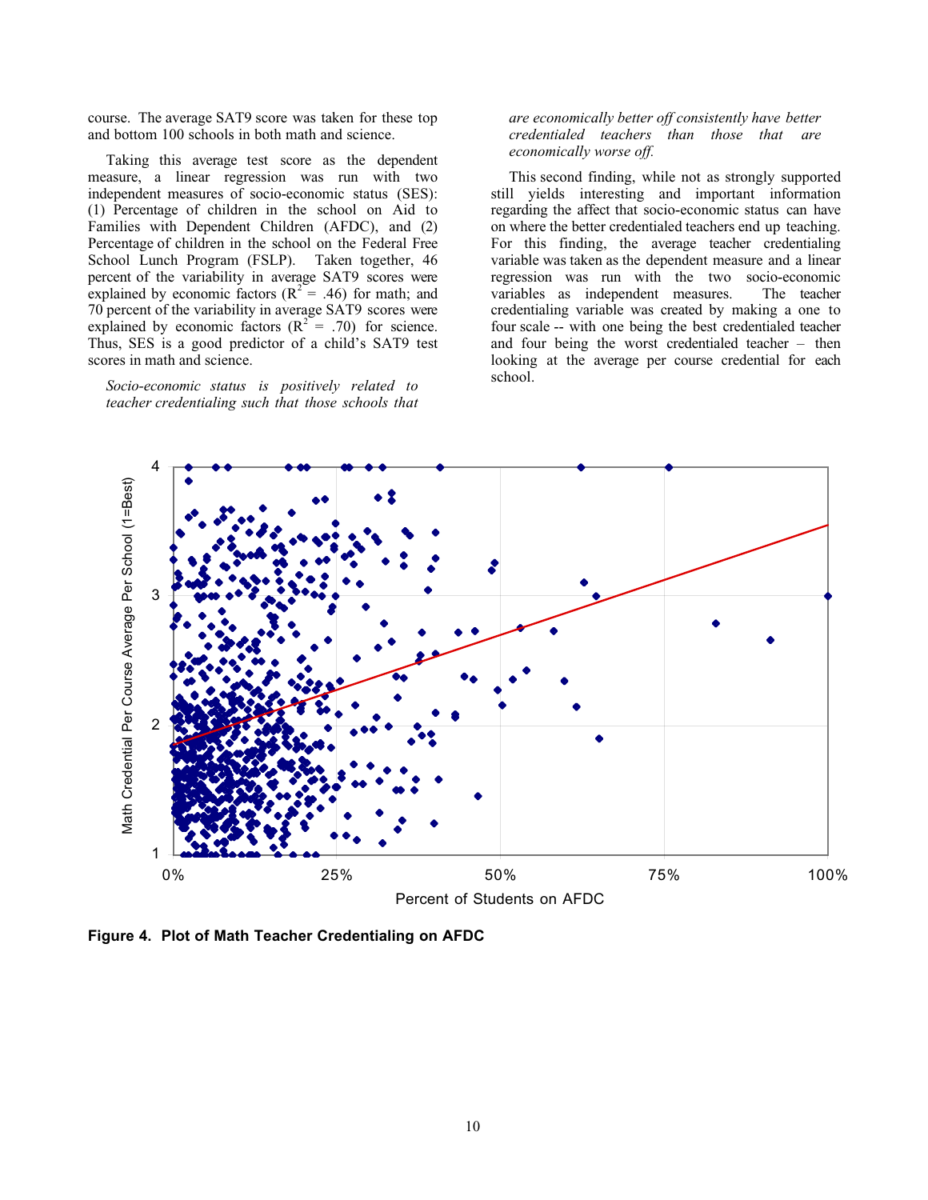course. The average SAT9 score was taken for these top and bottom 100 schools in both math and science.

Taking this average test score as the dependent measure, a linear regression was run with two independent measures of socio-economic status (SES): (1) Percentage of children in the school on Aid to Families with Dependent Children (AFDC), and (2) Percentage of children in the school on the Federal Free School Lunch Program (FSLP). Taken together, 46 percent of the variability in average SAT9 scores were explained by economic factors ($R^2$ = .46) for math; and 70 percent of the variability in average SAT9 scores were explained by economic factors ($R^2$ = .70) for science. Thus, SES is a good predictor of a child's SAT9 test scores in math and science.

*Socio-economic status is positively related to teacher credentialing such that those schools that are economically better off consistently have better credentialed teachers than those that are economically worse off.*

This second finding, while not as strongly supported still yields interesting and important information regarding the affect that socio-economic status can have on where the better credentialed teachers end up teaching. For this finding, the average teacher credentialing variable was taken as the dependent measure and a linear regression was run with the two socio-economic variables as independent measures. The teacher credentialing variable was created by making a one to four scale -- with one being the best credentialed teacher and four being the worst credentialed teacher – then looking at the average per course credential for each school.

**Figure 4. Plot of Math Teacher Credentialing on AFDC**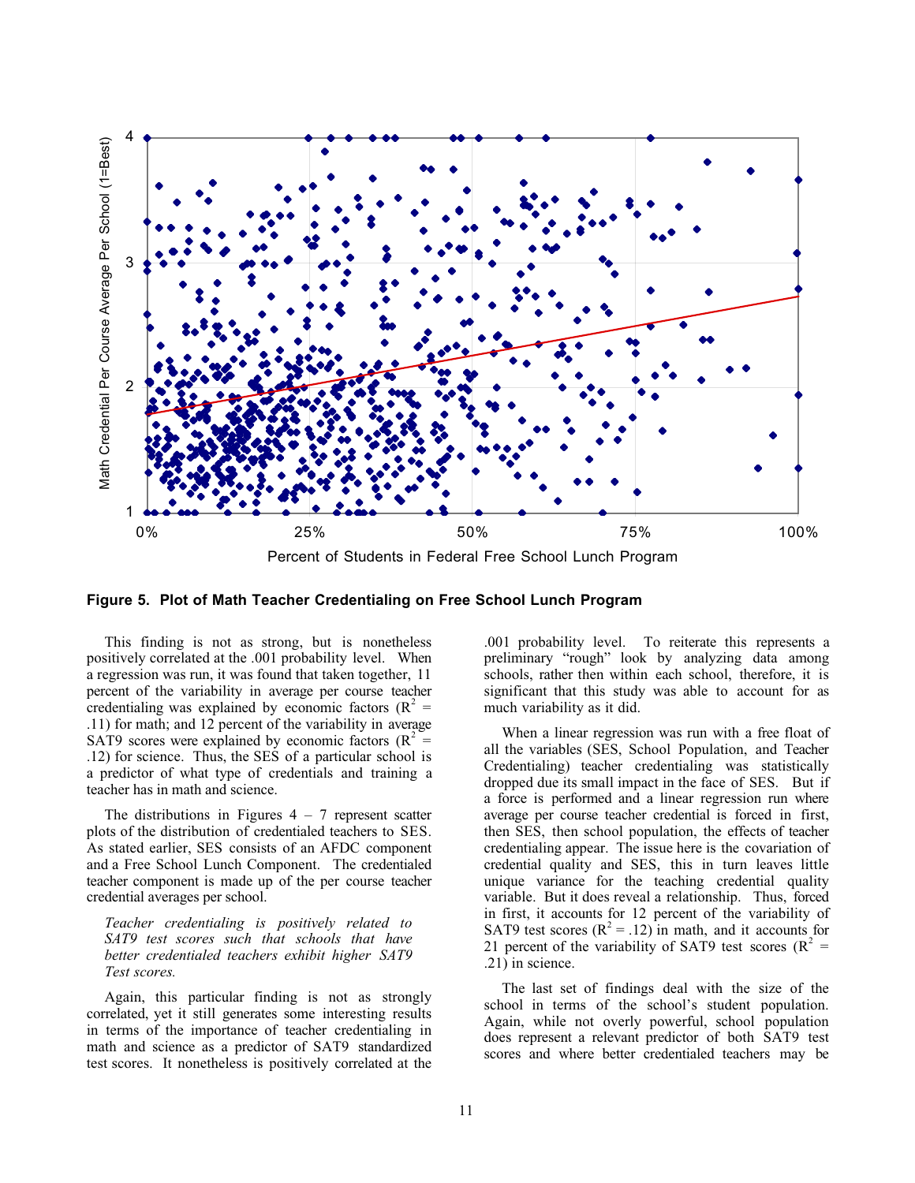**Figure 5. Plot of Math Teacher Credentialing on Free School Lunch Program**

This finding is not as strong, but is nonetheless positively correlated at the .001 probability level. When a regression was run, it was found that taken together, 11 percent of the variability in average per course teacher credentialing was explained by economic factors ($R^2$ = .11) for math; and 12 percent of the variability in average SAT9 scores were explained by economic factors ($R^2$ = .12) for science. Thus, the SES of a particular school is a predictor of what type of credentials and training a teacher has in math and science.

The distributions in Figures 4 – 7 represent scatter plots of the distribution of credentialed teachers to SES. As stated earlier, SES consists of an AFDC component and a Free School Lunch Component. The credentialed teacher component is made up of the per course teacher credential averages per school.

*Teacher credentialing is positively related to SAT9 test scores such that schools that have better credentialed teachers exhibit higher SAT9 Test scores.*

Again, this particular finding is not as strongly correlated, yet it still generates some interesting results in terms of the importance of teacher credentialing in math and science as a predictor of SAT9 standardized test scores. It nonetheless is positively correlated at the .001 probability level. To reiterate this represents a preliminary "rough" look by analyzing data among schools, rather then within each school, therefore, it is significant that this study was able to account for as much variability as it did.

When a linear regression was run with a free float of all the variables (SES, School Population, and Teacher Credentialing) teacher credentialing was statistically dropped due its small impact in the face of SES. But if a force is performed and a linear regression run where average per course teacher credential is forced in first, then SES, then school population, the effects of teacher credentialing appear. The issue here is the covariation of credential quality and SES, this in turn leaves little unique variance for the teaching credential quality variable. But it does reveal a relationship. Thus, forced in first, it accounts for 12 percent of the variability of SAT9 test scores ($R^2$ = .12) in math, and it accounts for 21 percent of the variability of SAT9 test scores ($R^2$ = .21) in science.

The last set of findings deal with the size of the school in terms of the school's student population. Again, while not overly powerful, school population does represent a relevant predictor of both SAT9 test scores and where better credentialed teachers may be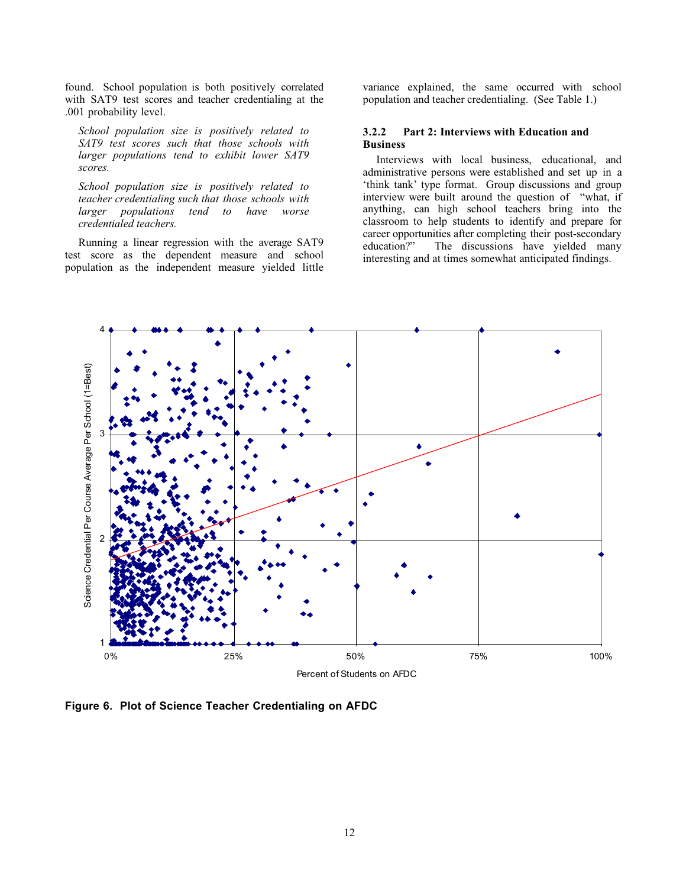found. School population is both positively correlated with SAT9 test scores and teacher credentialing at the .001 probability level.

*School population size is positively related to SAT9 test scores such that those schools with larger populations tend to exhibit lower SAT9 scores.*

*School population size is positively related to teacher credentialing such that those schools with larger populations tend to have worse credentialed teachers.*

Running a linear regression with the average SAT9 test score as the dependent measure and school population as the independent measure yielded little variance explained, the same occurred with school population and teacher credentialing. (See Table 1.)

### 3.2.2 Part 2: Interviews with Education and Business

Interviews with local business, educational, and administrative persons were established and set up in a 'think tank' type format. Group discussions and group interview were built around the question of "what, if anything, can high school teachers bring into the classroom to help students to identify and prepare for career opportunities after completing their post-secondary education?" The discussions have yielded many interesting and at times somewhat anticipated findings.

**Figure 6. Plot of Science Teacher Credentialing on AFDC**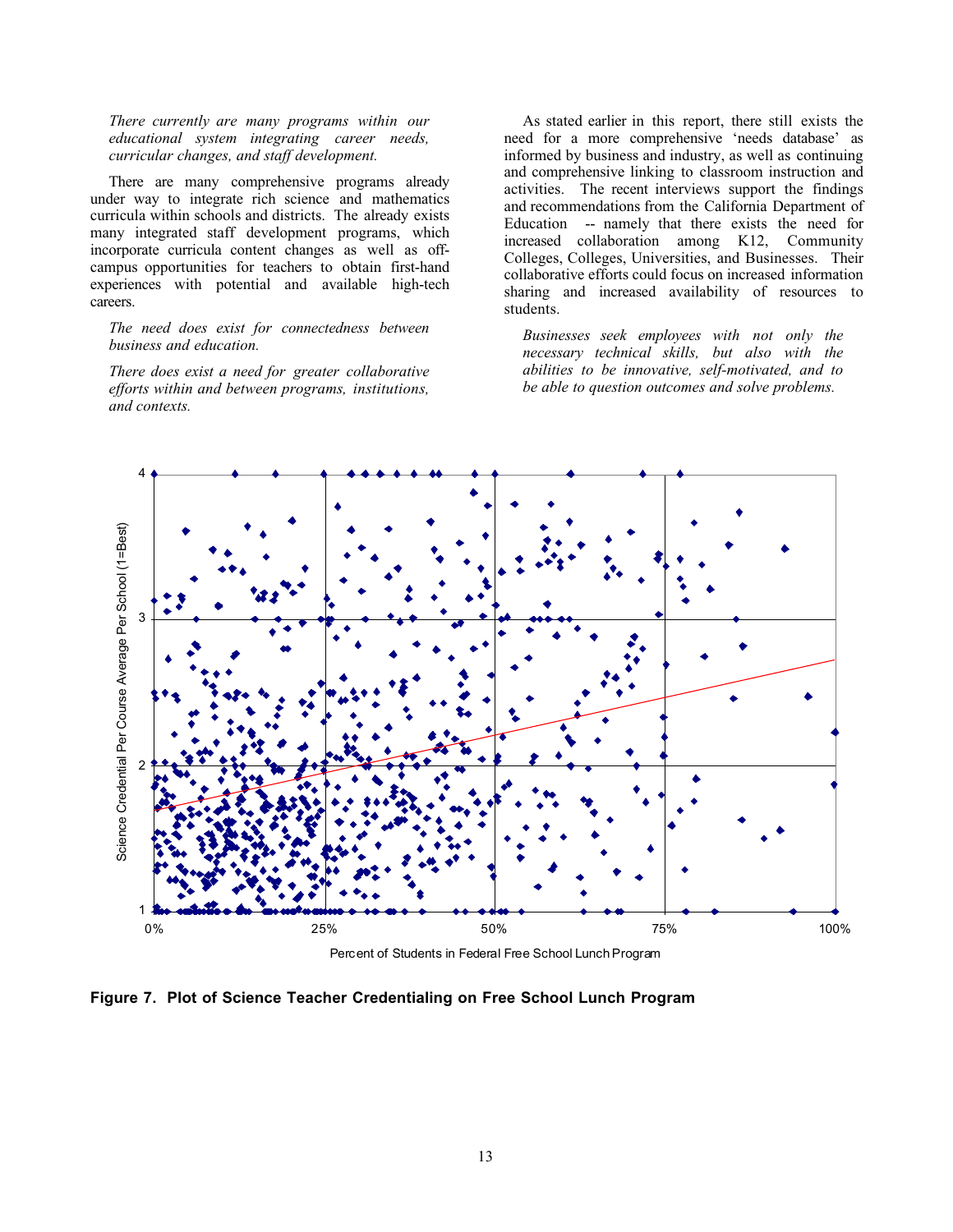*There currently are many programs within our educational system integrating career needs, curricular changes, and staff development.*

There are many comprehensive programs already under way to integrate rich science and mathematics curricula within schools and districts. The already exists many integrated staff development programs, which incorporate curricula content changes as well as off-campus opportunities for teachers to obtain first-hand experiences with potential and available high-tech careers.

*The need does exist for connectedness between business and education.*

*There does exist a need for greater collaborative efforts within and between programs, institutions, and contexts.*

As stated earlier in this report, there still exists the need for a more comprehensive 'needs database' as informed by business and industry, as well as continuing and comprehensive linking to classroom instruction and activities. The recent interviews support the findings and recommendations from the California Department of Education -- namely that there exists the need for increased collaboration among K12, Community Colleges, Colleges, Universities, and Businesses. Their collaborative efforts could focus on increased information sharing and increased availability of resources to students.

*Businesses seek employees with not only the necessary technical skills, but also with the abilities to be innovative, self-motivated, and to be able to question outcomes and solve problems.*

**Figure 7. Plot of Science Teacher Credentialing on Free School Lunch Program**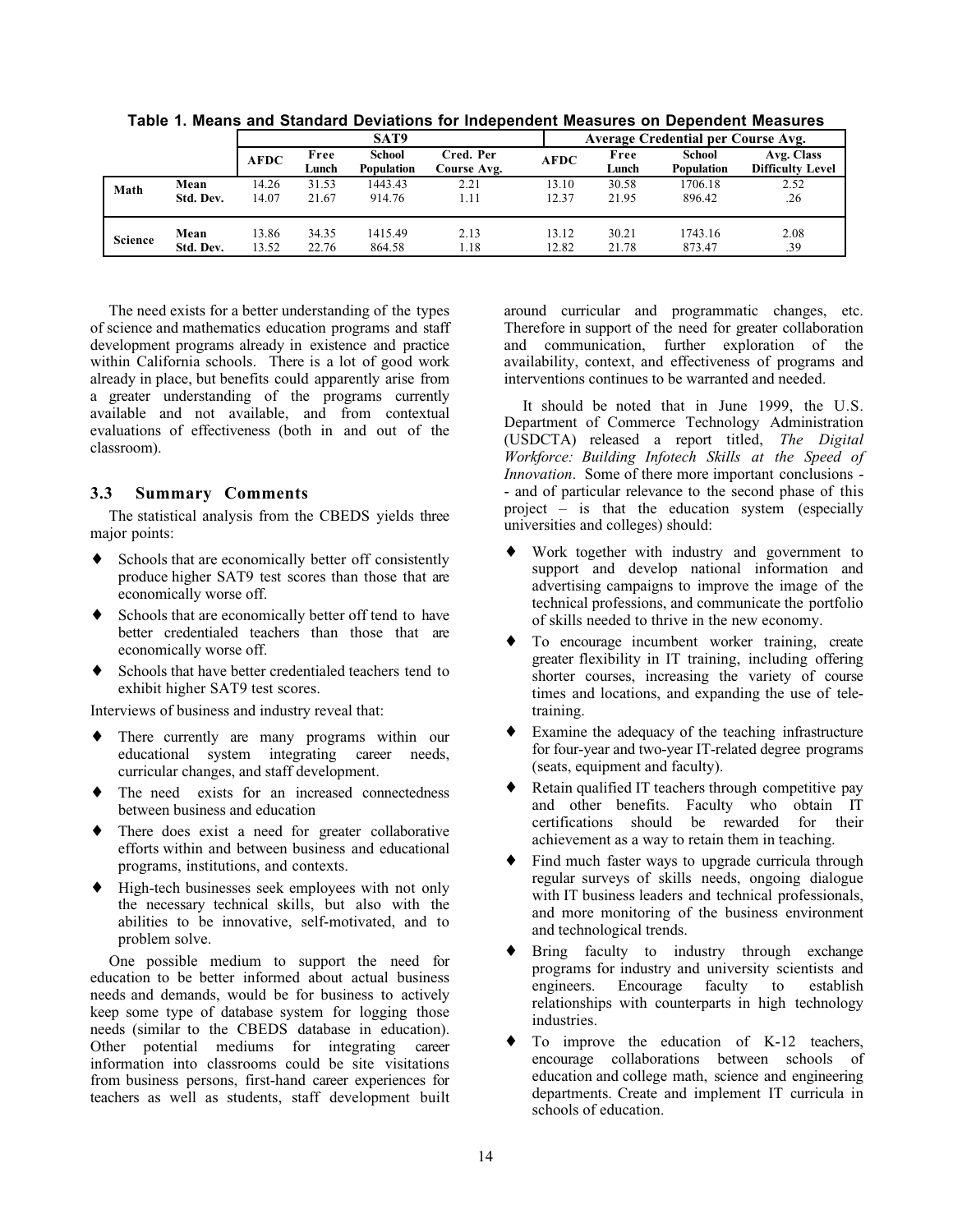**Table 1. Means and Standard Deviations for Independent Measures on Dependent Measures**

| | | SAT9 | | | | Average Credential per Course Avg. | | | |
|---|---|---|---|---|---|---|---|---|---|
| | | AFDC | Free Lunch | School Population | Cred. Per Course Avg. | AFDC | Free Lunch | School Population | Avg. Class Difficulty Level |
| Math | Mean | 14.26 | 31.53 | 1443.43 | 2.21 | 13.10 | 30.58 | 1706.18 | 2.52 |
| | Std. Dev. | 14.07 | 21.67 | 914.76 | 1.11 | 12.37 | 21.95 | 896.42 | .26 |
| Science | Mean | 13.86 | 34.35 | 1415.49 | 2.13 | 13.12 | 30.21 | 1743.16 | 2.08 |
| | Std. Dev. | 13.52 | 22.76 | 864.58 | 1.18 | 12.82 | 21.78 | 873.47 | .39 |

The need exists for a better understanding of the types of science and mathematics education programs and staff development programs already in existence and practice within California schools. There is a lot of good work already in place, but benefits could apparently arise from a greater understanding of the programs currently available and not available, and from contextual evaluations of effectiveness (both in and out of the classroom).

### 3.3 Summary Comments

The statistical analysis from the CBEDS yields three major points:

- Schools that are economically better off consistently produce higher SAT9 test scores than those that are economically worse off.
- Schools that are economically better off tend to have better credentialed teachers than those that are economically worse off.
- Schools that have better credentialed teachers tend to exhibit higher SAT9 test scores.

Interviews of business and industry reveal that:

- There currently are many programs within our educational system integrating career needs, curricular changes, and staff development.
- The need exists for an increased connectedness between business and education
- There does exist a need for greater collaborative efforts within and between business and educational programs, institutions, and contexts.
- High-tech businesses seek employees with not only the necessary technical skills, but also with the abilities to be innovative, self-motivated, and to problem solve.

One possible medium to support the need for education to be better informed about actual business needs and demands, would be for business to actively keep some type of database system for logging those needs (similar to the CBEDS database in education). Other potential mediums for integrating career information into classrooms could be site visitations from business persons, first-hand career experiences for teachers as well as students, staff development built around curricular and programmatic changes, etc. Therefore in support of the need for greater collaboration and communication, further exploration of the availability, context, and effectiveness of programs and interventions continues to be warranted and needed.

It should be noted that in June 1999, the U.S. Department of Commerce Technology Administration (USDCTA) released a report titled, *The Digital Workforce: Building Infotech Skills at the Speed of Innovation*. Some of there more important conclusions -- and of particular relevance to the second phase of this project – is that the education system (especially universities and colleges) should:

- Work together with industry and government to support and develop national information and advertising campaigns to improve the image of the technical professions, and communicate the portfolio of skills needed to thrive in the new economy.
- To encourage incumbent worker training, create greater flexibility in IT training, including offering shorter courses, increasing the variety of course times and locations, and expanding the use of tele-training.
- Examine the adequacy of the teaching infrastructure for four-year and two-year IT-related degree programs (seats, equipment and faculty).
- Retain qualified IT teachers through competitive pay and other benefits. Faculty who obtain IT certifications should be rewarded for their achievement as a way to retain them in teaching.
- Find much faster ways to upgrade curricula through regular surveys of skills needs, ongoing dialogue with IT business leaders and technical professionals, and more monitoring of the business environment and technological trends.
- Bring faculty to industry through exchange programs for industry and university scientists and engineers. Encourage faculty to establish relationships with counterparts in high technology industries.
- To improve the education of K-12 teachers, encourage collaborations between schools of education and college math, science and engineering departments. Create and implement IT curricula in schools of education.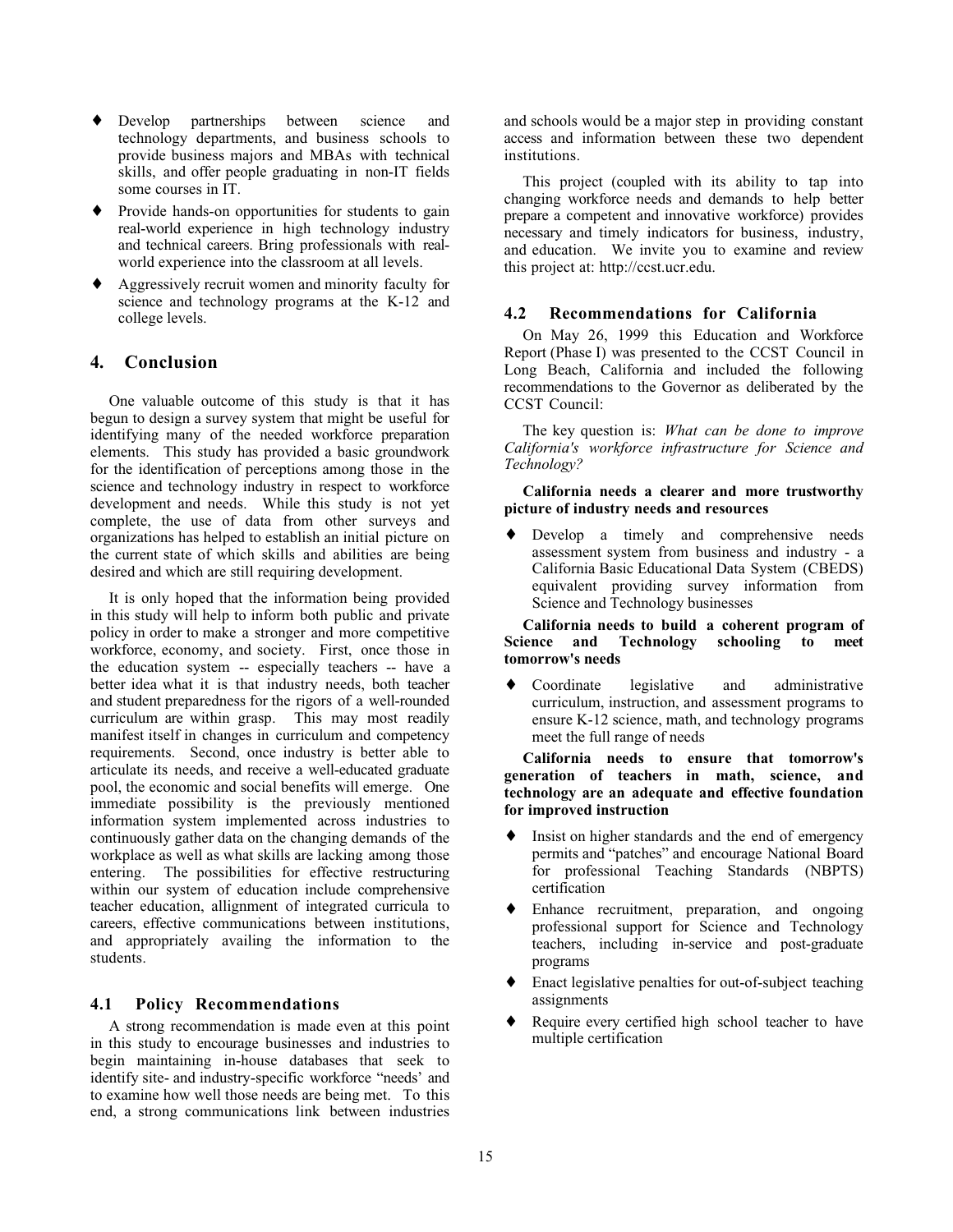- Develop partnerships between science and technology departments, and business schools to provide business majors and MBAs with technical skills, and offer people graduating in non-IT fields some courses in IT.
- Provide hands-on opportunities for students to gain real-world experience in high technology industry and technical careers. Bring professionals with real-world experience into the classroom at all levels.
- Aggressively recruit women and minority faculty for science and technology programs at the K-12 and college levels.

## 4. Conclusion

One valuable outcome of this study is that it has begun to design a survey system that might be useful for identifying many of the needed workforce preparation elements. This study has provided a basic groundwork for the identification of perceptions among those in the science and technology industry in respect to workforce development and needs. While this study is not yet complete, the use of data from other surveys and organizations has helped to establish an initial picture on the current state of which skills and abilities are being desired and which are still requiring development.

It is only hoped that the information being provided in this study will help to inform both public and private policy in order to make a stronger and more competitive workforce, economy, and society. First, once those in the education system -- especially teachers -- have a better idea what it is that industry needs, both teacher and student preparedness for the rigors of a well-rounded curriculum are within grasp. This may most readily manifest itself in changes in curriculum and competency requirements. Second, once industry is better able to articulate its needs, and receive a well-educated graduate pool, the economic and social benefits will emerge. One immediate possibility is the previously mentioned information system implemented across industries to continuously gather data on the changing demands of the workplace as well as what skills are lacking among those entering. The possibilities for effective restructuring within our system of education include comprehensive teacher education, allignment of integrated curricula to careers, effective communications between institutions, and appropriately availing the information to the students.

### 4.1 Policy Recommendations

A strong recommendation is made even at this point in this study to encourage businesses and industries to begin maintaining in-house databases that seek to identify site- and industry-specific workforce "needs' and to examine how well those needs are being met. To this end, a strong communications link between industries and schools would be a major step in providing constant access and information between these two dependent institutions.

This project (coupled with its ability to tap into changing workforce needs and demands to help better prepare a competent and innovative workforce) provides necessary and timely indicators for business, industry, and education. We invite you to examine and review this project at: http://ccst.ucr.edu.

### 4.2 Recommendations for California

On May 26, 1999 this Education and Workforce Report (Phase I) was presented to the CCST Council in Long Beach, California and included the following recommendations to the Governor as deliberated by the CCST Council:

The key question is: *What can be done to improve California's workforce infrastructure for Science and Technology?*

**California needs a clearer and more trustworthy picture of industry needs and resources**

- Develop a timely and comprehensive needs assessment system from business and industry - a California Basic Educational Data System (CBEDS) equivalent providing survey information from Science and Technology businesses

**California needs to build a coherent program of Science and Technology schooling to meet tomorrow's needs**

- Coordinate legislative and administrative curriculum, instruction, and assessment programs to ensure K-12 science, math, and technology programs meet the full range of needs

**California needs to ensure that tomorrow's generation of teachers in math, science, and technology are an adequate and effective foundation for improved instruction**

- Insist on higher standards and the end of emergency permits and "patches" and encourage National Board for professional Teaching Standards (NBPTS) certification
- Enhance recruitment, preparation, and ongoing professional support for Science and Technology teachers, including in-service and post-graduate programs
- Enact legislative penalties for out-of-subject teaching assignments
- Require every certified high school teacher to have multiple certification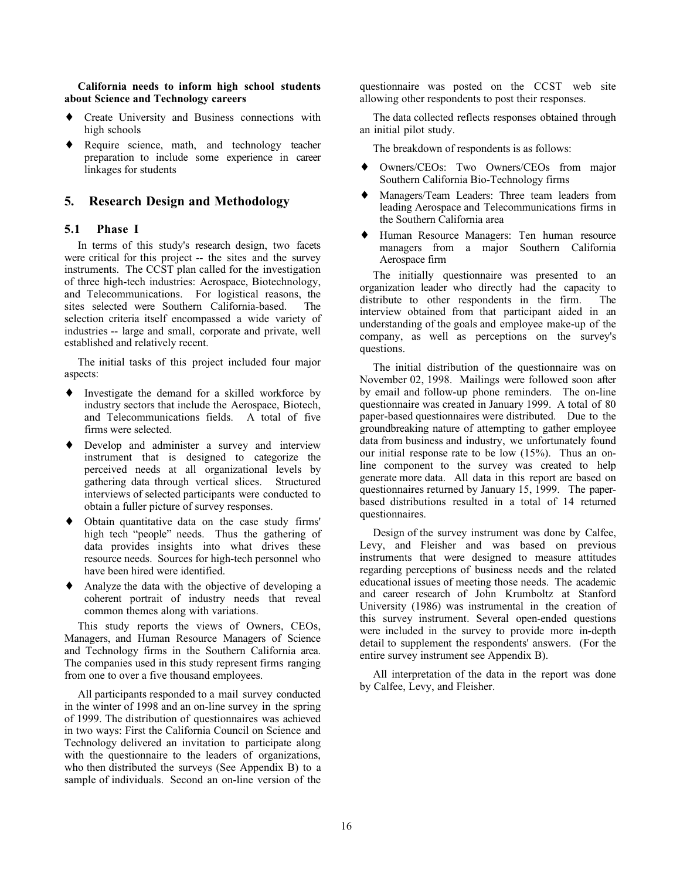**California needs to inform high school students about Science and Technology careers**

- Create University and Business connections with high schools
- Require science, math, and technology teacher preparation to include some experience in career linkages for students

## 5. Research Design and Methodology

### 5.1 Phase I

In terms of this study's research design, two facets were critical for this project -- the sites and the survey instruments. The CCST plan called for the investigation of three high-tech industries: Aerospace, Biotechnology, and Telecommunications. For logistical reasons, the sites selected were Southern California-based. The selection criteria itself encompassed a wide variety of industries -- large and small, corporate and private, well established and relatively recent.

The initial tasks of this project included four major aspects:

- Investigate the demand for a skilled workforce by industry sectors that include the Aerospace, Biotech, and Telecommunications fields. A total of five firms were selected.
- Develop and administer a survey and interview instrument that is designed to categorize the perceived needs at all organizational levels by gathering data through vertical slices. Structured interviews of selected participants were conducted to obtain a fuller picture of survey responses.
- Obtain quantitative data on the case study firms' high tech "people" needs. Thus the gathering of data provides insights into what drives these resource needs. Sources for high-tech personnel who have been hired were identified.
- Analyze the data with the objective of developing a coherent portrait of industry needs that reveal common themes along with variations.

This study reports the views of Owners, CEOs, Managers, and Human Resource Managers of Science and Technology firms in the Southern California area. The companies used in this study represent firms ranging from one to over a five thousand employees.

All participants responded to a mail survey conducted in the winter of 1998 and an on-line survey in the spring of 1999. The distribution of questionnaires was achieved in two ways: First the California Council on Science and Technology delivered an invitation to participate along with the questionnaire to the leaders of organizations, who then distributed the surveys (See Appendix B) to a sample of individuals. Second an on-line version of the questionnaire was posted on the CCST web site allowing other respondents to post their responses.

The data collected reflects responses obtained through an initial pilot study.

The breakdown of respondents is as follows:

- Owners/CEOs: Two Owners/CEOs from major Southern California Bio-Technology firms
- Managers/Team Leaders: Three team leaders from leading Aerospace and Telecommunications firms in the Southern California area
- Human Resource Managers: Ten human resource managers from a major Southern California Aerospace firm

The initially questionnaire was presented to an organization leader who directly had the capacity to distribute to other respondents in the firm. The interview obtained from that participant aided in an understanding of the goals and employee make-up of the company, as well as perceptions on the survey's questions.

The initial distribution of the questionnaire was on November 02, 1998. Mailings were followed soon after by email and follow-up phone reminders. The on-line questionnaire was created in January 1999. A total of 80 paper-based questionnaires were distributed. Due to the groundbreaking nature of attempting to gather employee data from business and industry, we unfortunately found our initial response rate to be low (15%). Thus an on-line component to the survey was created to help generate more data. All data in this report are based on questionnaires returned by January 15, 1999. The paper-based distributions resulted in a total of 14 returned questionnaires.

Design of the survey instrument was done by Calfee, Levy, and Fleisher and was based on previous instruments that were designed to measure attitudes regarding perceptions of business needs and the related educational issues of meeting those needs. The academic and career research of John Krumboltz at Stanford University (1986) was instrumental in the creation of this survey instrument. Several open-ended questions were included in the survey to provide more in-depth detail to supplement the respondents' answers. (For the entire survey instrument see Appendix B).

All interpretation of the data in the report was done by Calfee, Levy, and Fleisher.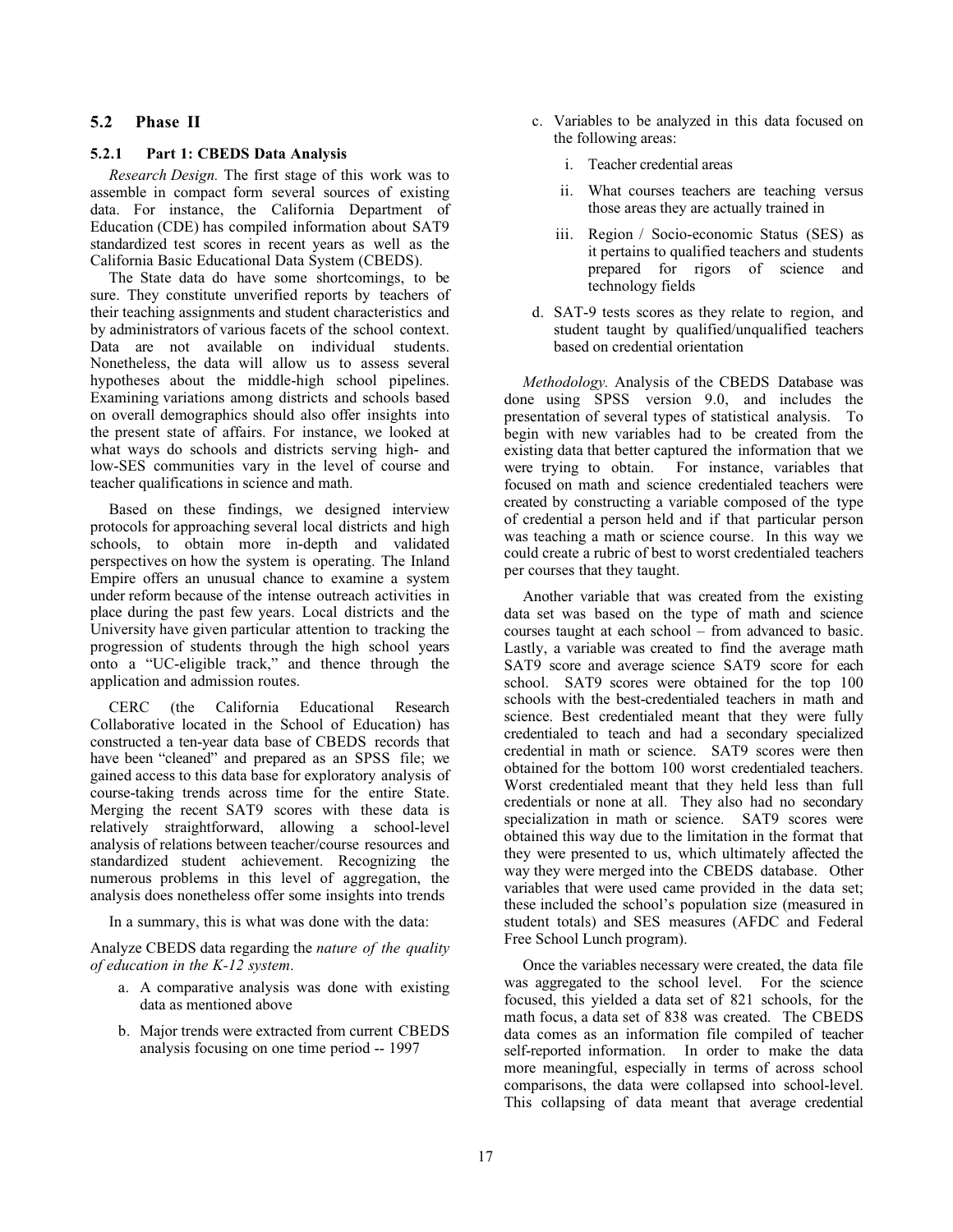### 5.2 Phase II

#### 5.2.1 Part 1: CBEDS Data Analysis

*Research Design.* The first stage of this work was to assemble in compact form several sources of existing data. For instance, the California Department of Education (CDE) has compiled information about SAT9 standardized test scores in recent years as well as the California Basic Educational Data System (CBEDS).

The State data do have some shortcomings, to be sure. They constitute unverified reports by teachers of their teaching assignments and student characteristics and by administrators of various facets of the school context. Data are not available on individual students. Nonetheless, the data will allow us to assess several hypotheses about the middle-high school pipelines. Examining variations among districts and schools based on overall demographics should also offer insights into the present state of affairs. For instance, we looked at what ways do schools and districts serving high- and low-SES communities vary in the level of course and teacher qualifications in science and math.

Based on these findings, we designed interview protocols for approaching several local districts and high schools, to obtain more in-depth and validated perspectives on how the system is operating. The Inland Empire offers an unusual chance to examine a system under reform because of the intense outreach activities in place during the past few years. Local districts and the University have given particular attention to tracking the progression of students through the high school years onto a "UC-eligible track," and thence through the application and admission routes.

CERC (the California Educational Research Collaborative located in the School of Education) has constructed a ten-year data base of CBEDS records that have been "cleaned" and prepared as an SPSS file; we gained access to this data base for exploratory analysis of course-taking trends across time for the entire State. Merging the recent SAT9 scores with these data is relatively straightforward, allowing a school-level analysis of relations between teacher/course resources and standardized student achievement. Recognizing the numerous problems in this level of aggregation, the analysis does nonetheless offer some insights into trends

In a summary, this is what was done with the data:

Analyze CBEDS data regarding the *nature of the quality of education in the K-12 system*.

a. A comparative analysis was done with existing data as mentioned above
b. Major trends were extracted from current CBEDS analysis focusing on one time period -- 1997
c. Variables to be analyzed in this data focused on the following areas:
   i. Teacher credential areas
   ii. What courses teachers are teaching versus those areas they are actually trained in
   iii. Region / Socio-economic Status (SES) as it pertains to qualified teachers and students prepared for rigors of science and technology fields
d. SAT-9 tests scores as they relate to region, and student taught by qualified/unqualified teachers based on credential orientation

*Methodology.* Analysis of the CBEDS Database was done using SPSS version 9.0, and includes the presentation of several types of statistical analysis. To begin with new variables had to be created from the existing data that better captured the information that we were trying to obtain. For instance, variables that focused on math and science credentialed teachers were created by constructing a variable composed of the type of credential a person held and if that particular person was teaching a math or science course. In this way we could create a rubric of best to worst credentialed teachers per courses that they taught.

Another variable that was created from the existing data set was based on the type of math and science courses taught at each school – from advanced to basic. Lastly, a variable was created to find the average math SAT9 score and average science SAT9 score for each school. SAT9 scores were obtained for the top 100 schools with the best-credentialed teachers in math and science. Best credentialed meant that they were fully credentialed to teach and had a secondary specialized credential in math or science. SAT9 scores were then obtained for the bottom 100 worst credentialed teachers. Worst credentialed meant that they held less than full credentials or none at all. They also had no secondary specialization in math or science. SAT9 scores were obtained this way due to the limitation in the format that they were presented to us, which ultimately affected the way they were merged into the CBEDS database. Other variables that were used came provided in the data set; these included the school's population size (measured in student totals) and SES measures (AFDC and Federal Free School Lunch program).

Once the variables necessary were created, the data file was aggregated to the school level. For the science focused, this yielded a data set of 821 schools, for the math focus, a data set of 838 was created. The CBEDS data comes as an information file compiled of teacher self-reported information. In order to make the data more meaningful, especially in terms of across school comparisons, the data were collapsed into school-level. This collapsing of data meant that average credential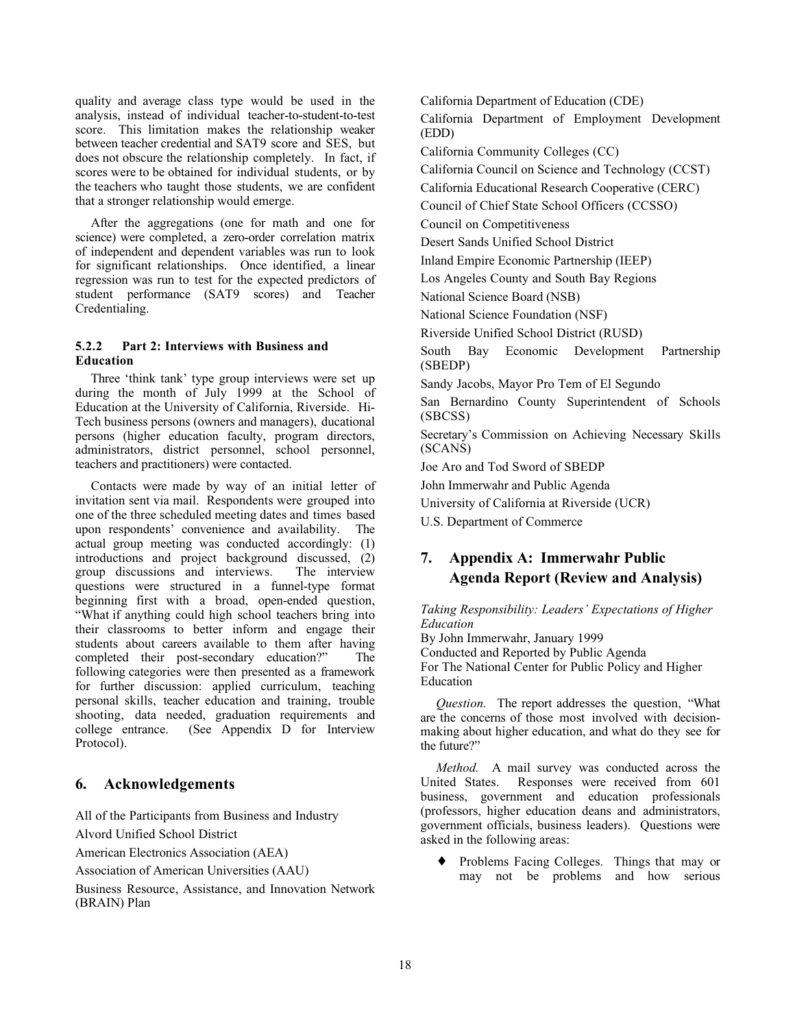quality and average class type would be used in the analysis, instead of individual teacher-to-student-to-test score. This limitation makes the relationship weaker between teacher credential and SAT9 score and SES, but does not obscure the relationship completely. In fact, if scores were to be obtained for individual students, or by the teachers who taught those students, we are confident that a stronger relationship would emerge.

After the aggregations (one for math and one for science) were completed, a zero-order correlation matrix of independent and dependent variables was run to look for significant relationships. Once identified, a linear regression was run to test for the expected predictors of student performance (SAT9 scores) and Teacher Credentialing.

#### 5.2.2 Part 2: Interviews with Business and Education

Three 'think tank' type group interviews were set up during the month of July 1999 at the School of Education at the University of California, Riverside. Hi-Tech business persons (owners and managers), ducational persons (higher education faculty, program directors, administrators, district personnel, school personnel, teachers and practitioners) were contacted.

Contacts were made by way of an initial letter of invitation sent via mail. Respondents were grouped into one of the three scheduled meeting dates and times based upon respondents' convenience and availability. The actual group meeting was conducted accordingly: (1) introductions and project background discussed, (2) group discussions and interviews. The interview questions were structured in a funnel-type format beginning first with a broad, open-ended question, "What if anything could high school teachers bring into their classrooms to better inform and engage their students about careers available to them after having completed their post-secondary education?" The following categories were then presented as a framework for further discussion: applied curriculum, teaching personal skills, teacher education and training, trouble shooting, data needed, graduation requirements and college entrance. (See Appendix D for Interview Protocol).

## 6. Acknowledgements

All of the Participants from Business and Industry

Alvord Unified School District

American Electronics Association (AEA)

Association of American Universities (AAU)

Business Resource, Assistance, and Innovation Network (BRAIN) Plan

California Department of Education (CDE)

California Department of Employment Development (EDD)

California Community Colleges (CC)

California Council on Science and Technology (CCST)

California Educational Research Cooperative (CERC)

Council of Chief State School Officers (CCSSO)

Council on Competitiveness

Desert Sands Unified School District

Inland Empire Economic Partnership (IEEP)

Los Angeles County and South Bay Regions

National Science Board (NSB)

National Science Foundation (NSF)

Riverside Unified School District (RUSD)

South Bay Economic Development Partnership (SBEDP)

Sandy Jacobs, Mayor Pro Tem of El Segundo

San Bernardino County Superintendent of Schools (SBCSS)

Secretary's Commission on Achieving Necessary Skills (SCANS)

Joe Aro and Tod Sword of SBEDP

John Immerwahr and Public Agenda

University of California at Riverside (UCR)

U.S. Department of Commerce

## 7. Appendix A: Immerwahr Public Agenda Report (Review and Analysis)

*Taking Responsibility: Leaders' Expectations of Higher Education*
By John Immerwahr, January 1999
Conducted and Reported by Public Agenda
For The National Center for Public Policy and Higher Education

*Question.* The report addresses the question, "What are the concerns of those most involved with decision-making about higher education, and what do they see for the future?"

*Method.* A mail survey was conducted across the United States. Responses were received from 601 business, government and education professionals (professors, higher education deans and administrators, government officials, business leaders). Questions were asked in the following areas:

- Problems Facing Colleges. Things that may or may not be problems and how serious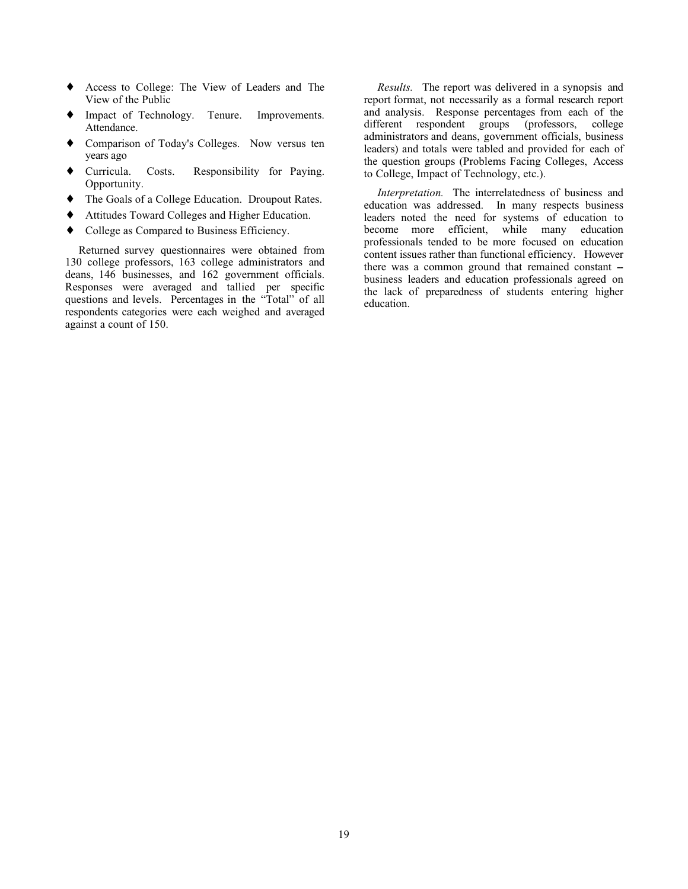- Access to College: The View of Leaders and The View of the Public
- Impact of Technology. Tenure. Improvements. Attendance.
- Comparison of Today's Colleges. Now versus ten years ago
- Curricula. Costs. Responsibility for Paying. Opportunity.
- The Goals of a College Education. Droupout Rates.
- Attitudes Toward Colleges and Higher Education.
- College as Compared to Business Efficiency.

Returned survey questionnaires were obtained from 130 college professors, 163 college administrators and deans, 146 businesses, and 162 government officials. Responses were averaged and tallied per specific questions and levels. Percentages in the "Total" of all respondents categories were each weighed and averaged against a count of 150.

*Results.* The report was delivered in a synopsis and report format, not necessarily as a formal research report and analysis. Response percentages from each of the different respondent groups (professors, college administrators and deans, government officials, business leaders) and totals were tabled and provided for each of the question groups (Problems Facing Colleges, Access to College, Impact of Technology, etc.).

*Interpretation.* The interrelatedness of business and education was addressed. In many respects business leaders noted the need for systems of education to become more efficient, while many education professionals tended to be more focused on education content issues rather than functional efficiency. However there was a common ground that remained constant -- business leaders and education professionals agreed on the lack of preparedness of students entering higher education.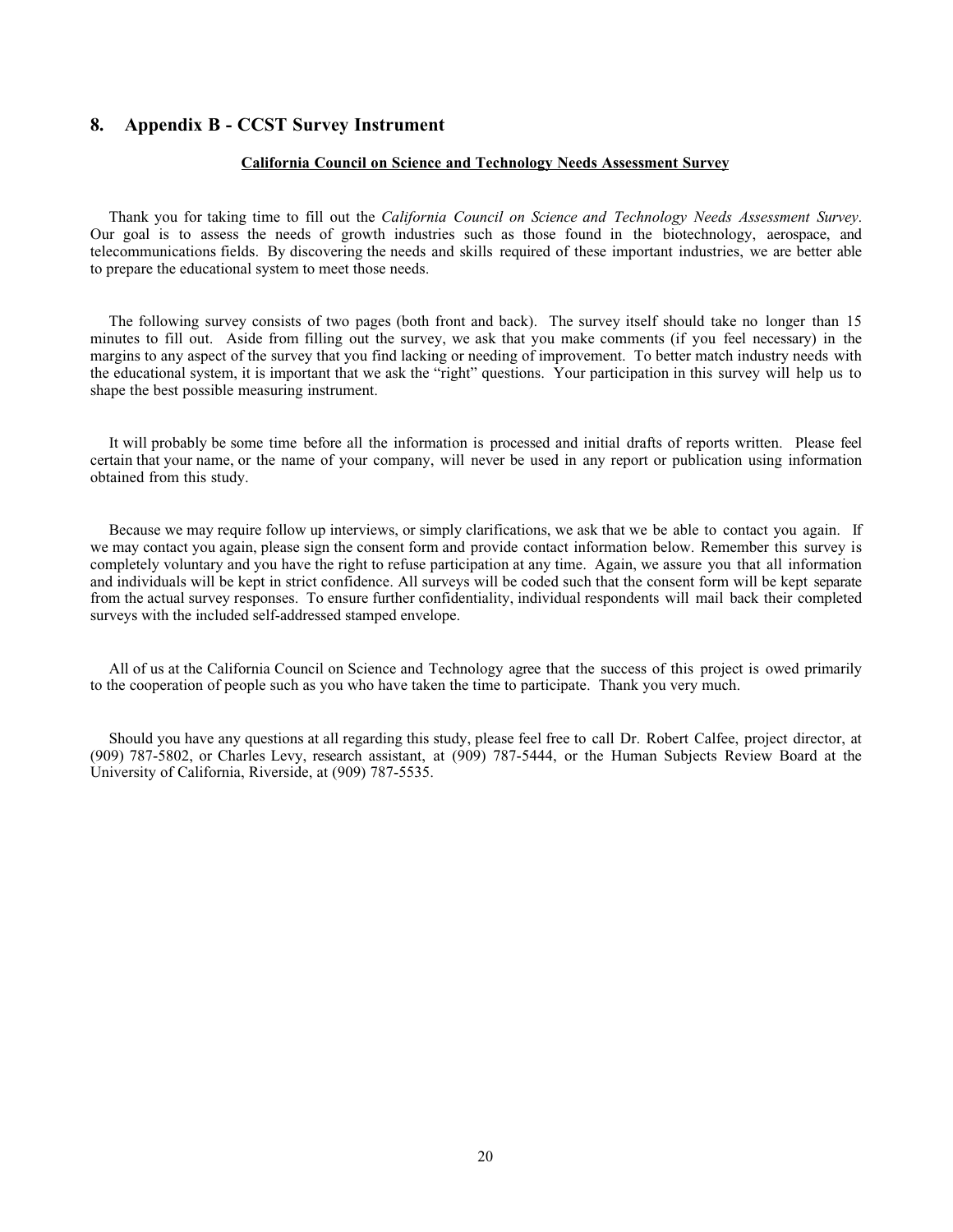## 8. Appendix B - CCST Survey Instrument

**California Council on Science and Technology Needs Assessment Survey**

Thank you for taking time to fill out the *California Council on Science and Technology Needs Assessment Survey*. Our goal is to assess the needs of growth industries such as those found in the biotechnology, aerospace, and telecommunications fields. By discovering the needs and skills required of these important industries, we are better able to prepare the educational system to meet those needs.

The following survey consists of two pages (both front and back). The survey itself should take no longer than 15 minutes to fill out. Aside from filling out the survey, we ask that you make comments (if you feel necessary) in the margins to any aspect of the survey that you find lacking or needing of improvement. To better match industry needs with the educational system, it is important that we ask the "right" questions. Your participation in this survey will help us to shape the best possible measuring instrument.

It will probably be some time before all the information is processed and initial drafts of reports written. Please feel certain that your name, or the name of your company, will never be used in any report or publication using information obtained from this study.

Because we may require follow up interviews, or simply clarifications, we ask that we be able to contact you again. If we may contact you again, please sign the consent form and provide contact information below. Remember this survey is completely voluntary and you have the right to refuse participation at any time. Again, we assure you that all information and individuals will be kept in strict confidence. All surveys will be coded such that the consent form will be kept separate from the actual survey responses. To ensure further confidentiality, individual respondents will mail back their completed surveys with the included self-addressed stamped envelope.

All of us at the California Council on Science and Technology agree that the success of this project is owed primarily to the cooperation of people such as you who have taken the time to participate. Thank you very much.

Should you have any questions at all regarding this study, please feel free to call Dr. Robert Calfee, project director, at (909) 787-5802, or Charles Levy, research assistant, at (909) 787-5444, or the Human Subjects Review Board at the University of California, Riverside, at (909) 787-5535.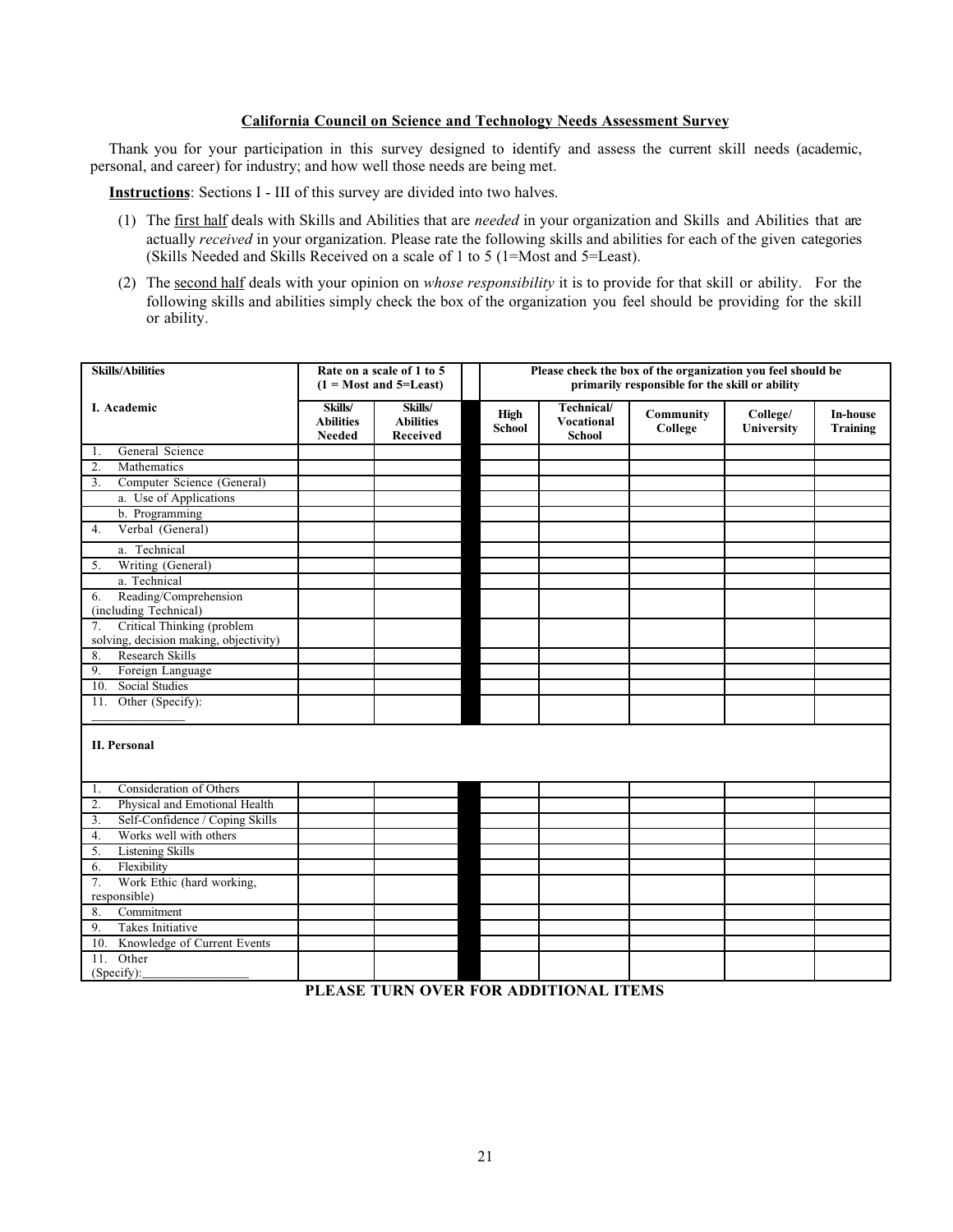**California Council on Science and Technology Needs Assessment Survey**

Thank you for your participation in this survey designed to identify and assess the current skill needs (academic, personal, and career) for industry; and how well those needs are being met.

**Instructions**: Sections I - III of this survey are divided into two halves.

(1) The first half deals with Skills and Abilities that are *needed* in your organization and Skills and Abilities that are actually *received* in your organization. Please rate the following skills and abilities for each of the given categories (Skills Needed and Skills Received on a scale of 1 to 5 (1=Most and 5=Least).

(2) The second half deals with your opinion on *whose responsibility* it is to provide for that skill or ability. For the following skills and abilities simply check the box of the organization you feel should be providing for the skill or ability.

| **Skills/Abilities** | **Rate on a scale of 1 to 5 (1 = Most and 5=Least)** | | | **Please check the box of the organization you feel should be primarily responsible for the skill or ability** | | | | |
|---|---|---|---|---|---|---|---|---|
| **I. Academic** | **Skills/ Abilities Needed** | **Skills/ Abilities Received** | | **High School** | **Technical/ Vocational School** | **Community College** | **College/ University** | **In-house Training** |
| 1. General Science | | | | | | | | |
| 2. Mathematics | | | | | | | | |
| 3. Computer Science (General) | | | | | | | | |
| a. Use of Applications | | | | | | | | |
| b. Programming | | | | | | | | |
| 4. Verbal (General) | | | | | | | | |
| a. Technical | | | | | | | | |
| 5. Writing (General) | | | | | | | | |
| a. Technical | | | | | | | | |
| 6. Reading/Comprehension (including Technical) | | | | | | | | |
| 7. Critical Thinking (problem solving, decision making, objectivity) | | | | | | | | |
| 8. Research Skills | | | | | | | | |
| 9. Foreign Language | | | | | | | | |
| 10. Social Studies | | | | | | | | |
| 11. Other (Specify): _______________ | | | | | | | | |
| **II. Personal** | | | | | | | | |
| 1. Consideration of Others | | | | | | | | |
| 2. Physical and Emotional Health | | | | | | | | |
| 3. Self-Confidence / Coping Skills | | | | | | | | |
| 4. Works well with others | | | | | | | | |
| 5. Listening Skills | | | | | | | | |
| 6. Flexibility | | | | | | | | |
| 7. Work Ethic (hard working, responsible) | | | | | | | | |
| 8. Commitment | | | | | | | | |
| 9. Takes Initiative | | | | | | | | |
| 10. Knowledge of Current Events | | | | | | | | |
| 11. Other (Specify):_________________ | | | | | | | | |

**PLEASE TURN OVER FOR ADDITIONAL ITEMS**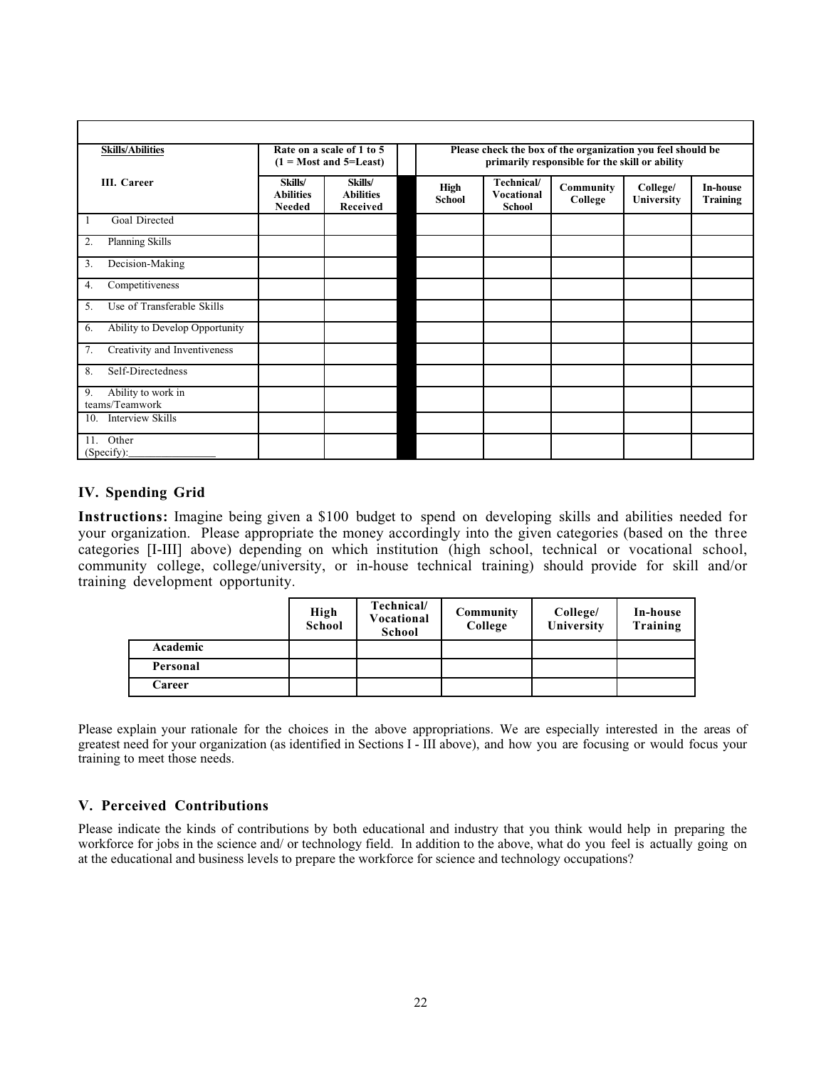| Skills/Abilities | Rate on a scale of 1 to 5 (1 = Most and 5=Least) | | | Please check the box of the organization you feel should be primarily responsible for the skill or ability | | | | |
|---|---|---|---|---|---|---|---|---|
| III. Career | Skills/ Abilities Needed | Skills/ Abilities Received | | High School | Technical/ Vocational School | Community College | College/ University | In-house Training |
| 1 Goal Directed | | | | | | | | |
| 2. Planning Skills | | | | | | | | |
| 3. Decision-Making | | | | | | | | |
| 4. Competitiveness | | | | | | | | |
| 5. Use of Transferable Skills | | | | | | | | |
| 6. Ability to Develop Opportunity | | | | | | | | |
| 7. Creativity and Inventiveness | | | | | | | | |
| 8. Self-Directedness | | | | | | | | |
| 9. Ability to work in teams/Teamwork | | | | | | | | |
| 10. Interview Skills | | | | | | | | |
| 11. Other (Specify):_______________ | | | | | | | | |

## IV. Spending Grid

**Instructions:** Imagine being given a $100 budget to spend on developing skills and abilities needed for your organization. Please appropriate the money accordingly into the given categories (based on the three categories [I-III] above) depending on which institution (high school, technical or vocational school, community college, college/university, or in-house technical training) should provide for skill and/or training development opportunity.

| | High School | Technical/ Vocational School | Community College | College/ University | In-house Training |
|---|---|---|---|---|---|
| **Academic** | | | | | |
| **Personal** | | | | | |
| **Career** | | | | | |

Please explain your rationale for the choices in the above appropriations. We are especially interested in the areas of greatest need for your organization (as identified in Sections I - III above), and how you are focusing or would focus your training to meet those needs.

## V. Perceived Contributions

Please indicate the kinds of contributions by both educational and industry that you think would help in preparing the workforce for jobs in the science and/ or technology field. In addition to the above, what do you feel is actually going on at the educational and business levels to prepare the workforce for science and technology occupations?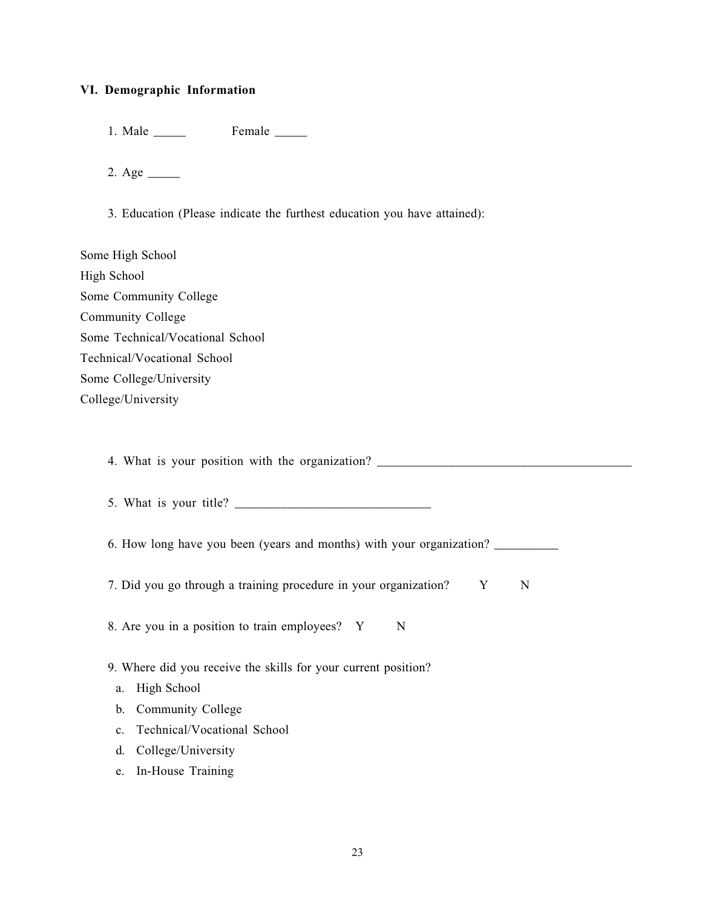## VI. Demographic Information

1. Male _____ Female _____

2. Age _____

3. Education (Please indicate the furthest education you have attained):

Some High School
High School
Some Community College
Community College
Some Technical/Vocational School
Technical/Vocational School
Some College/University
College/University

4. What is your position with the organization? ________________________________________

5. What is your title? _______________________________

6. How long have you been (years and months) with your organization? __________

7. Did you go through a training procedure in your organization? Y N

8. Are you in a position to train employees? Y N

9. Where did you receive the skills for your current position?
   a. High School
   b. Community College
   c. Technical/Vocational School
   d. College/University
   e. In-House Training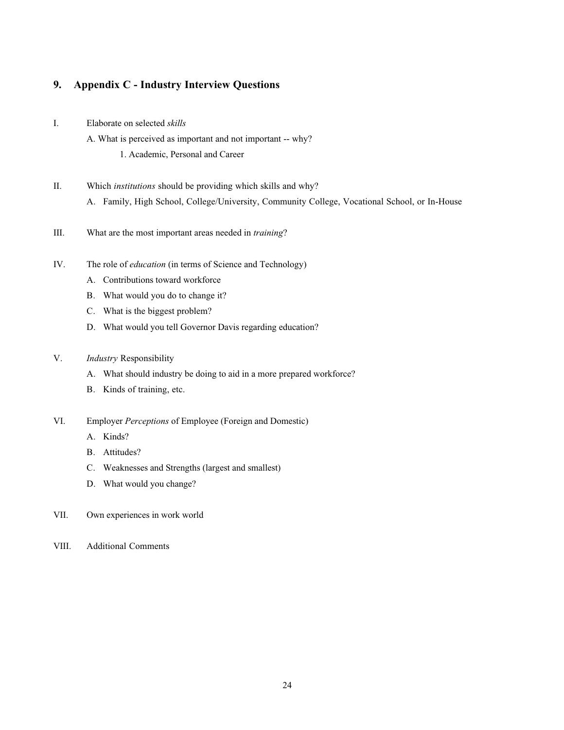## 9. Appendix C - Industry Interview Questions

I. Elaborate on selected *skills*

   A. What is perceived as important and not important -- why?

      1. Academic, Personal and Career

II. Which *institutions* should be providing which skills and why?

   A. Family, High School, College/University, Community College, Vocational School, or In-House

III. What are the most important areas needed in *training*?

IV. The role of *education* (in terms of Science and Technology)

   A. Contributions toward workforce

   B. What would you do to change it?

   C. What is the biggest problem?

   D. What would you tell Governor Davis regarding education?

V. *Industry* Responsibility

   A. What should industry be doing to aid in a more prepared workforce?

   B. Kinds of training, etc.

VI. Employer *Perceptions* of Employee (Foreign and Domestic)

   A. Kinds?

   B. Attitudes?

   C. Weaknesses and Strengths (largest and smallest)

   D. What would you change?

VII. Own experiences in work world

VIII. Additional Comments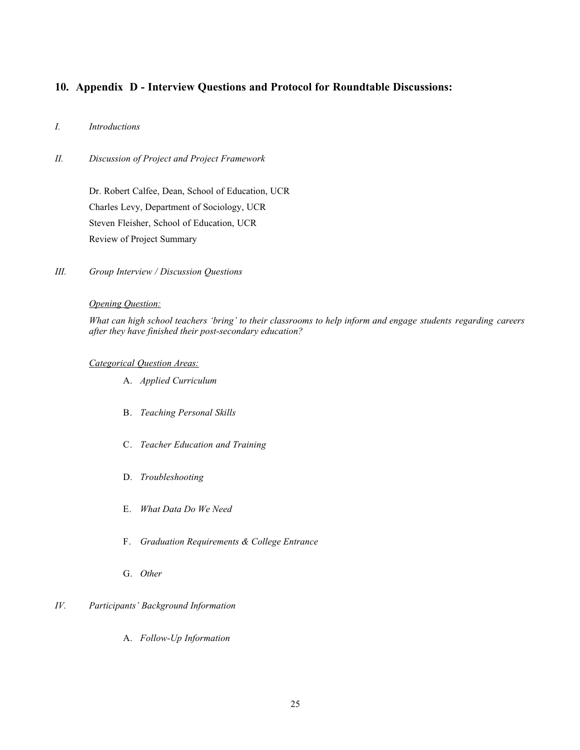## 10. Appendix D - Interview Questions and Protocol for Roundtable Discussions:

*I. Introductions*

*II. Discussion of Project and Project Framework*

Dr. Robert Calfee, Dean, School of Education, UCR
Charles Levy, Department of Sociology, UCR
Steven Fleisher, School of Education, UCR
Review of Project Summary

*III. Group Interview / Discussion Questions*

*<u>Opening Question:</u>*

*What can high school teachers 'bring' to their classrooms to help inform and engage students regarding careers after they have finished their post-secondary education?*

*<u>Categorical Question Areas:</u>*

A. *Applied Curriculum*

B. *Teaching Personal Skills*

C. *Teacher Education and Training*

D. *Troubleshooting*

E. *What Data Do We Need*

F. *Graduation Requirements & College Entrance*

G. *Other*

*IV. Participants' Background Information*

A. *Follow-Up Information*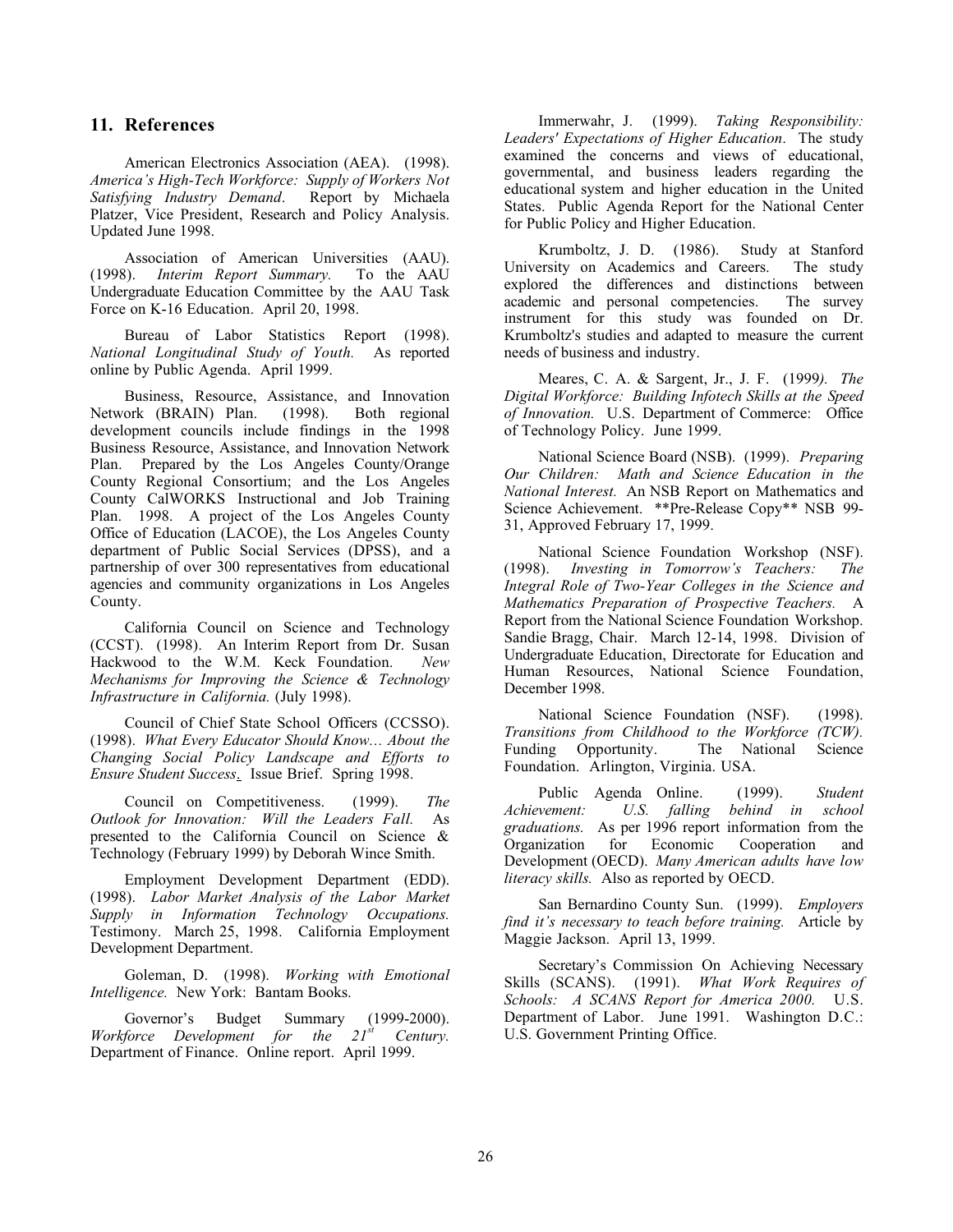## 11. References

American Electronics Association (AEA). (1998). *America's High-Tech Workforce: Supply of Workers Not Satisfying Industry Demand*. Report by Michaela Platzer, Vice President, Research and Policy Analysis. Updated June 1998.

Association of American Universities (AAU). (1998). *Interim Report Summary.* To the AAU Undergraduate Education Committee by the AAU Task Force on K-16 Education. April 20, 1998.

Bureau of Labor Statistics Report (1998). *National Longitudinal Study of Youth.* As reported online by Public Agenda. April 1999.

Business, Resource, Assistance, and Innovation Network (BRAIN) Plan. (1998). Both regional development councils include findings in the 1998 Business Resource, Assistance, and Innovation Network Plan. Prepared by the Los Angeles County/Orange County Regional Consortium; and the Los Angeles County CalWORKS Instructional and Job Training Plan. 1998. A project of the Los Angeles County Office of Education (LACOE), the Los Angeles County department of Public Social Services (DPSS), and a partnership of over 300 representatives from educational agencies and community organizations in Los Angeles County.

California Council on Science and Technology (CCST). (1998). An Interim Report from Dr. Susan Hackwood to the W.M. Keck Foundation. *New Mechanisms for Improving the Science & Technology Infrastructure in California.* (July 1998).

Council of Chief State School Officers (CCSSO). (1998). *What Every Educator Should Know… About the Changing Social Policy Landscape and Efforts to Ensure Student Success*. Issue Brief. Spring 1998.

Council on Competitiveness. (1999). *The Outlook for Innovation: Will the Leaders Fall.* As presented to the California Council on Science & Technology (February 1999) by Deborah Wince Smith.

Employment Development Department (EDD). (1998). *Labor Market Analysis of the Labor Market Supply in Information Technology Occupations.* Testimony. March 25, 1998. California Employment Development Department.

Goleman, D. (1998). *Working with Emotional Intelligence.* New York: Bantam Books.

Governor's Budget Summary (1999-2000). *Workforce Development for the 21st Century.* Department of Finance. Online report. April 1999.

Immerwahr, J. (1999). *Taking Responsibility: Leaders' Expectations of Higher Education*. The study examined the concerns and views of educational, governmental, and business leaders regarding the educational system and higher education in the United States. Public Agenda Report for the National Center for Public Policy and Higher Education.

Krumboltz, J. D. (1986). Study at Stanford University on Academics and Careers. The study explored the differences and distinctions between academic and personal competencies. The survey instrument for this study was founded on Dr. Krumboltz's studies and adapted to measure the current needs of business and industry.

Meares, C. A. & Sargent, Jr., J. F. (1999). *The Digital Workforce: Building Infotech Skills at the Speed of Innovation.* U.S. Department of Commerce: Office of Technology Policy. June 1999.

National Science Board (NSB). (1999). *Preparing Our Children: Math and Science Education in the National Interest.* An NSB Report on Mathematics and Science Achievement. \*\*Pre-Release Copy\*\* NSB 99-31, Approved February 17, 1999.

National Science Foundation Workshop (NSF). (1998). *Investing in Tomorrow's Teachers: The Integral Role of Two-Year Colleges in the Science and Mathematics Preparation of Prospective Teachers.* A Report from the National Science Foundation Workshop. Sandie Bragg, Chair. March 12-14, 1998. Division of Undergraduate Education, Directorate for Education and Human Resources, National Science Foundation, December 1998.

National Science Foundation (NSF). (1998). *Transitions from Childhood to the Workforce (TCW).* Funding Opportunity. The National Science Foundation. Arlington, Virginia. USA.

Public Agenda Online. (1999). *Student Achievement: U.S. falling behind in school graduations.* As per 1996 report information from the Organization for Economic Cooperation and Development (OECD). *Many American adults have low literacy skills.* Also as reported by OECD.

San Bernardino County Sun. (1999). *Employers find it's necessary to teach before training.* Article by Maggie Jackson. April 13, 1999.

Secretary's Commission On Achieving Necessary Skills (SCANS). (1991). *What Work Requires of Schools: A SCANS Report for America 2000.* U.S. Department of Labor. June 1991. Washington D.C.: U.S. Government Printing Office.